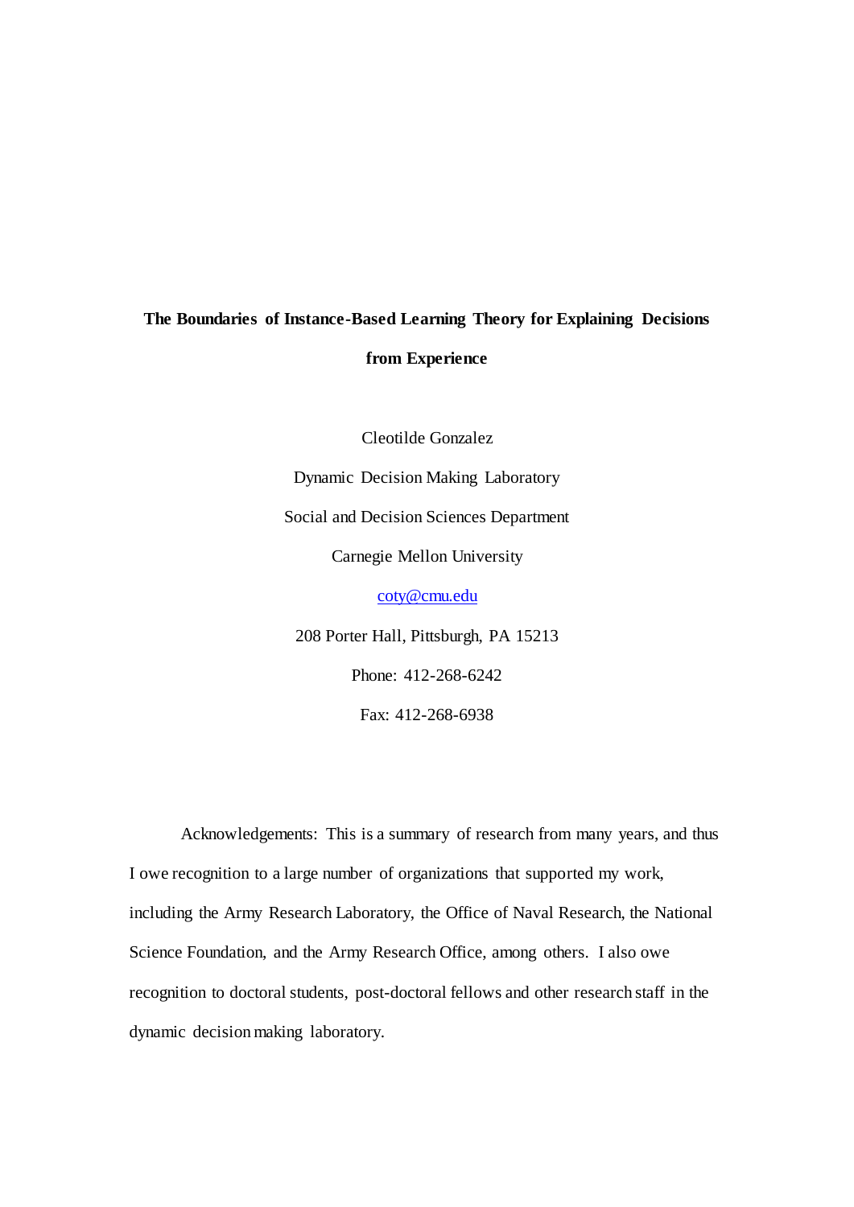# The Boundaries of Instance-Based Learning Theory for Explaining Decisions from Experience

Cleotilde Gonzalez

Dynamic Decision Making Laboratory

Social and Decision Sciences Department

Carnegie Mellon University

coty@cmu.edu

208 Porter Hall, Pittsburgh, PA 15213

Phone: 412-268-6242

Fax: 412-268-6938

Acknowledgements: This is a summary of research from many years, and thus I owe recognition to a large number of organizations that supported my work, including the Army Research Laboratory, the Office of Naval Research, the National Science Foundation, and the Army Research Office, among others. I also owe recognition to doctoral students, post-doctoral fellows and other research staff in the dynamic decision making laboratory.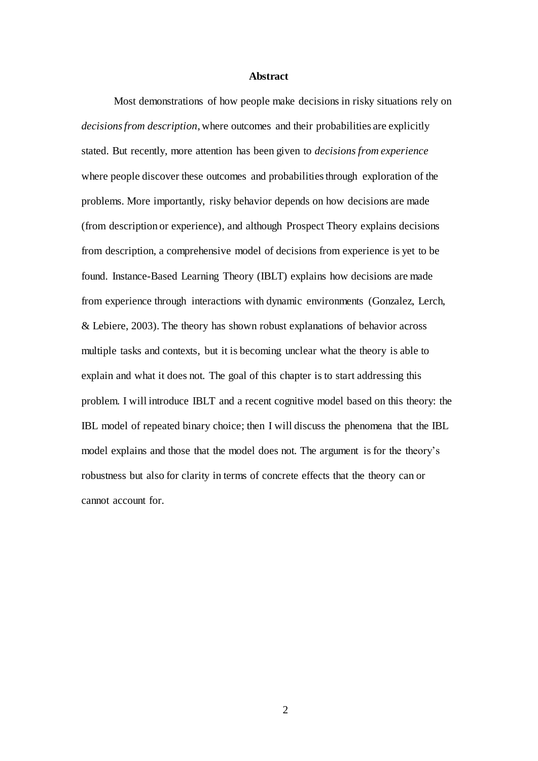# Abstract

Most demonstrations of how people make decisions in risky situations rely on *decisions from description*, where outcomes and their probabilities are explicitly stated. But recently, more attention has been given to *decisions from experience* where people discover these outcomes and probabilities through exploration of the problems. More importantly, risky behavior depends on how decisions are made (from description or experience), and although Prospect Theory explains decisions from description, a comprehensive model of decisions from experience is yet to be found. Instance-Based Learning Theory (IBLT) explains how decisions are made from experience through interactions with dynamic environments (Gonzalez, Lerch, & Lebiere, 2003). The theory has shown robust explanations of behavior across multiple tasks and contexts, but it is becoming unclear what the theory is able to explain and what it does not. The goal of this chapter is to start addressing this problem. I will introduce IBLT and a recent cognitive model based on this theory: the IBL model of repeated binary choice; then I will discuss the phenomena that the IBL model explains and those that the model does not. The argument is for the theory's robustness but also for clarity in terms of concrete effects that the theory can or cannot account for.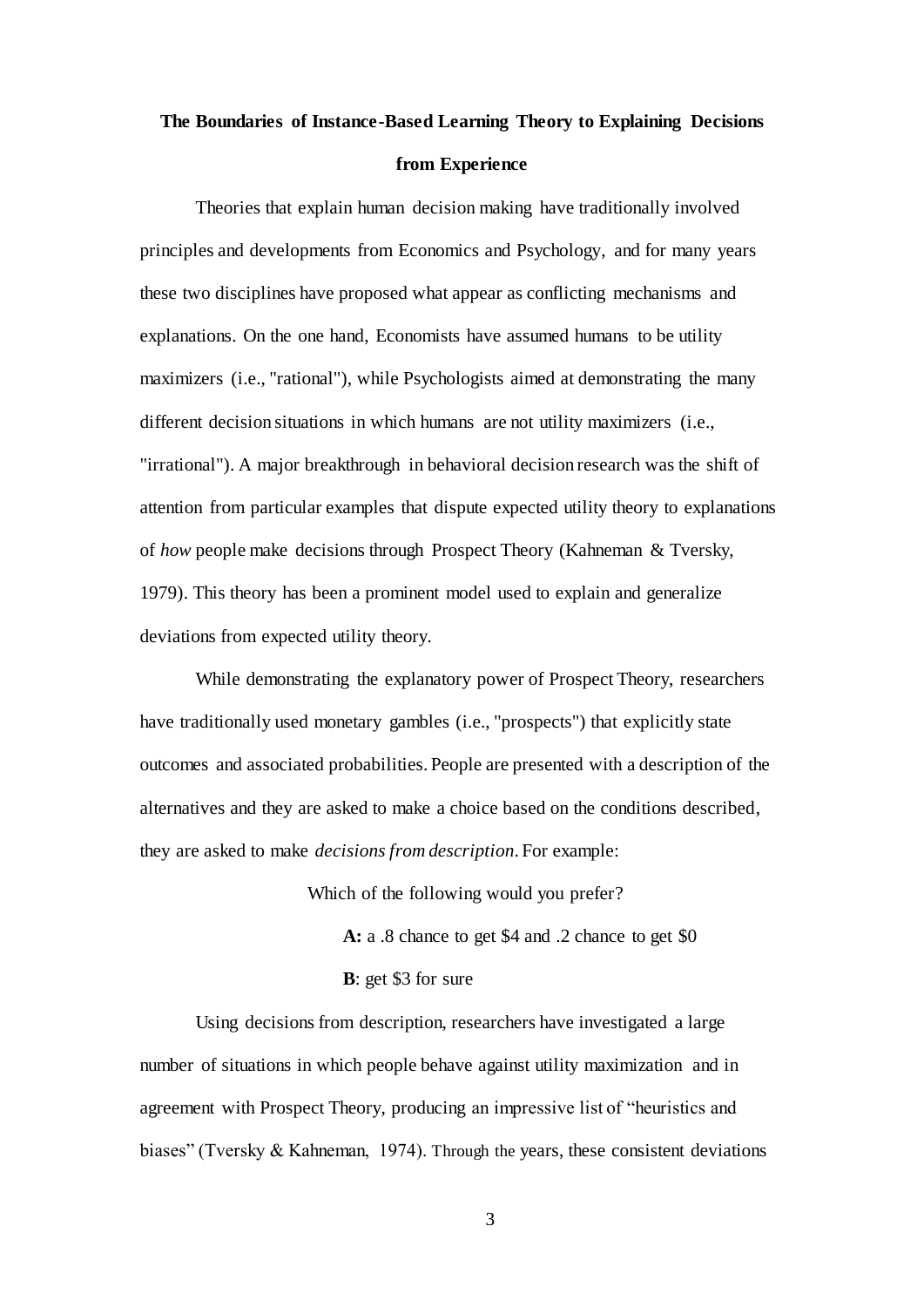# The Boundaries of Instance-Based Learning Theory to Explaining Decisions from Experience

Theories that explain human decision making have traditionally involved principles and developments from Economics and Psychology, and for many years these two disciplines have proposed what appear as conflicting mechanisms and explanations. On the one hand, Economists have assumed humans to be utility maximizers (i.e., "rational"), while Psychologists aimed at demonstrating the many different decision situations in which humans are not utility maximizers (i.e., "irrational"). A major breakthrough in behavioral decision research was the shift of attention from particular examples that dispute expected utility theory to explanations of *how* people make decisions through Prospect Theory (Kahneman & Tversky, 1979). This theory has been a prominent model used to explain and generalize deviations from expected utility theory.

While demonstrating the explanatory power of Prospect Theory, researchers have traditionally used monetary gambles (i.e., "prospects") that explicitly state outcomes and associated probabilities. People are presented with a description of the alternatives and they are asked to make a choice based on the conditions described, they are asked to make *decisions from description*. For example:

Which of the following would you prefer?

**A:** a .8 chance to get \$4 and .2 chance to get \$0

**B**: get \$3 for sure

Using decisions from description, researchers have investigated a large number of situations in which people behave against utility maximization and in agreement with Prospect Theory, producing an impressive list of "heuristics and biases" (Tversky & Kahneman, 1974). Through the years, these consistent deviations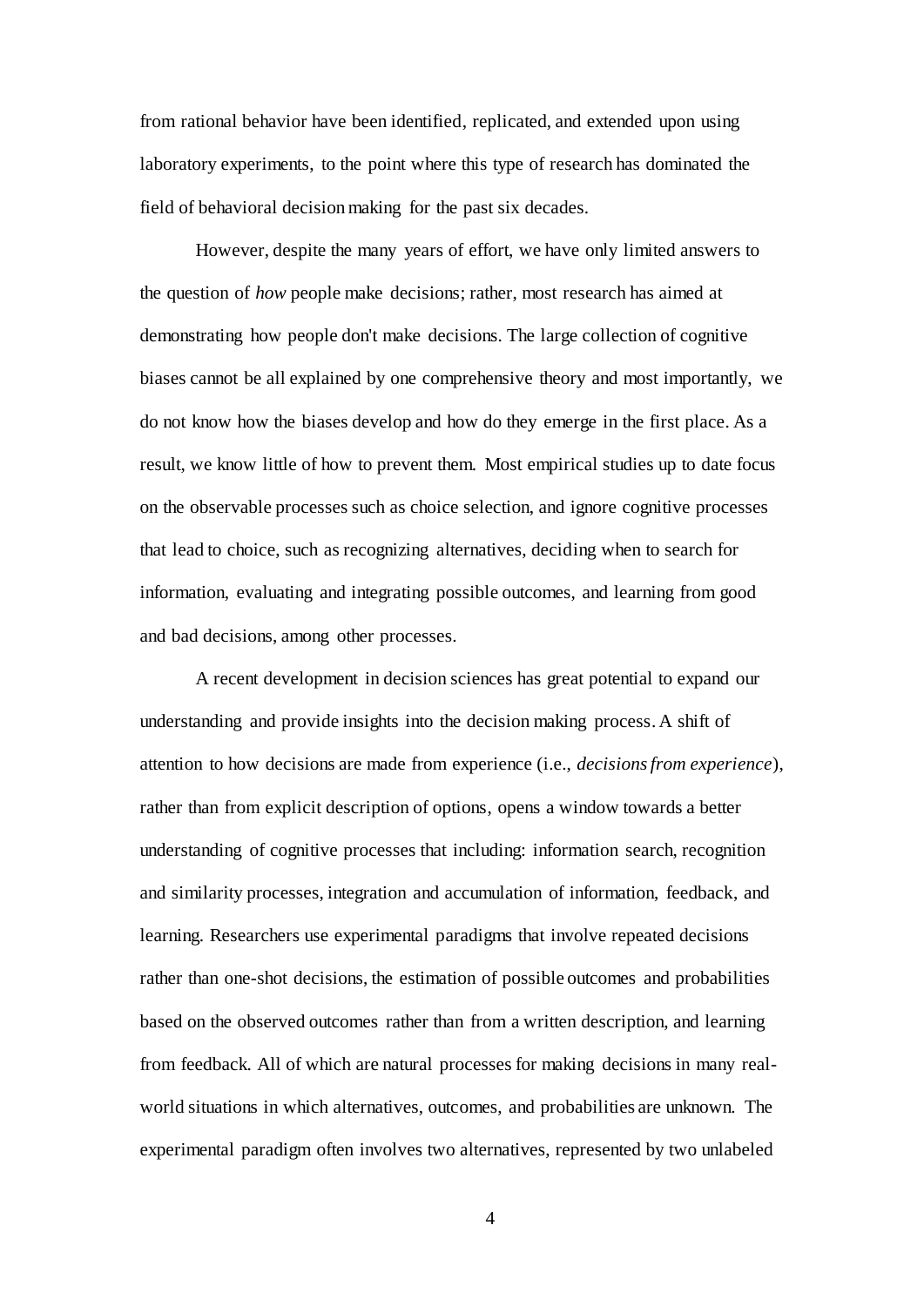from rational behavior have been identified, replicated, and extended upon using laboratory experiments, to the point where this type of research has dominated the field of behavioral decision making for the past six decades.

However, despite the many years of effort, we have only limited answers to the question of *how* people make decisions; rather, most research has aimed at demonstrating how people don't make decisions. The large collection of cognitive biases cannot be all explained by one comprehensive theory and most importantly, we do not know how the biases develop and how do they emerge in the first place. As a result, we know little of how to prevent them. Most empirical studies up to date focus on the observable processes such as choice selection, and ignore cognitive processes that lead to choice, such as recognizing alternatives, deciding when to search for information, evaluating and integrating possible outcomes, and learning from good and bad decisions, among other processes.

A recent development in decision sciences has great potential to expand our understanding and provide insights into the decision making process. A shift of attention to how decisions are made from experience (i.e., *decisions from experience*), rather than from explicit description of options, opens a window towards a better understanding of cognitive processes that including: information search, recognition and similarity processes, integration and accumulation of information, feedback, and learning. Researchers use experimental paradigms that involve repeated decisions rather than one-shot decisions, the estimation of possible outcomes and probabilities based on the observed outcomes rather than from a written description, and learning from feedback. All of which are natural processes for making decisions in many real-world situations in which alternatives, outcomes, and probabilities are unknown. The experimental paradigm often involves two alternatives, represented by two unlabeled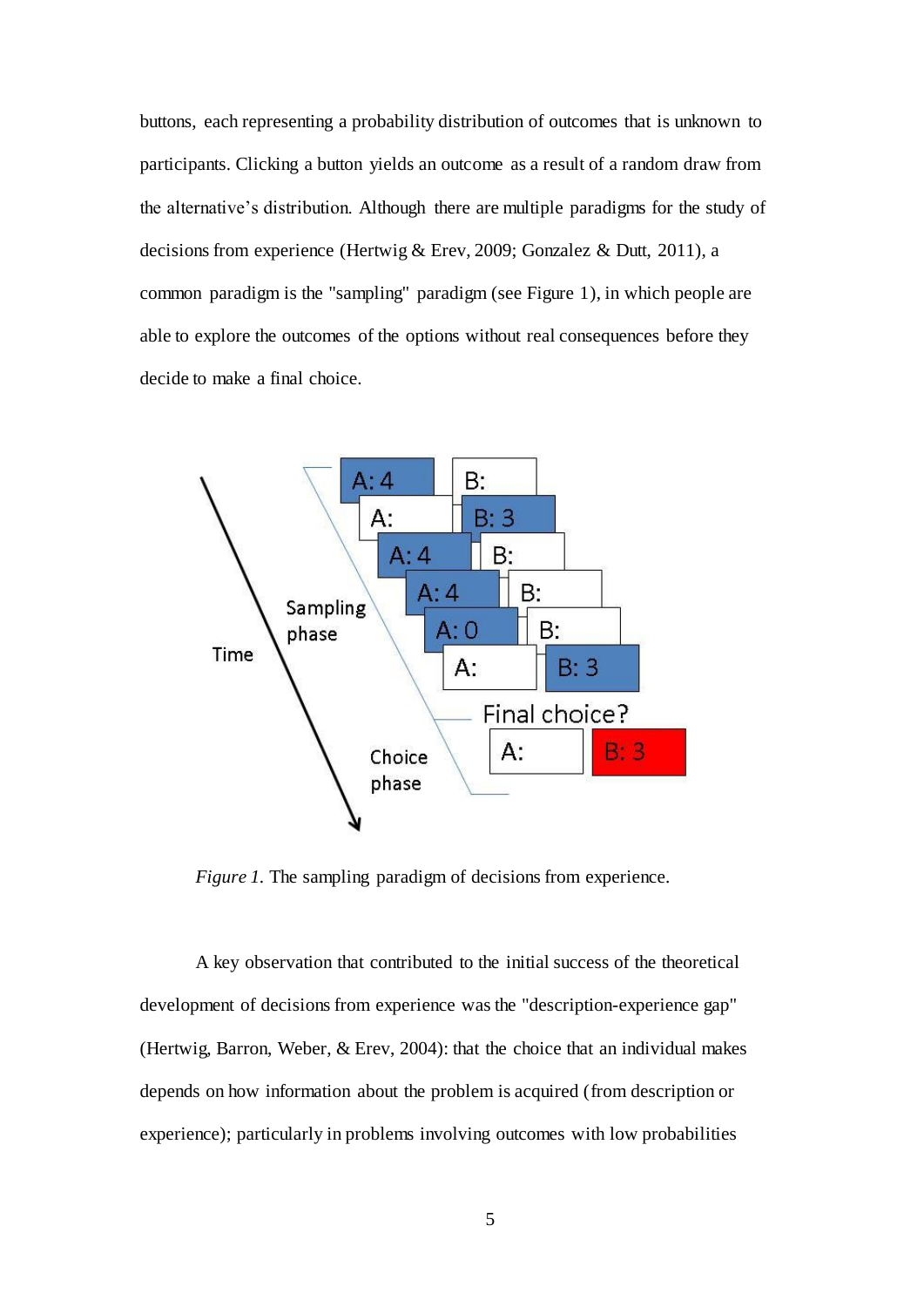buttons, each representing a probability distribution of outcomes that is unknown to participants. Clicking a button yields an outcome as a result of a random draw from the alternative's distribution. Although there are multiple paradigms for the study of decisions from experience (Hertwig & Erev, 2009; Gonzalez & Dutt, 2011), a common paradigm is the "sampling" paradigm (see Figure 1), in which people are able to explore the outcomes of the options without real consequences before they decide to make a final choice.

*Figure 1.* The sampling paradigm of decisions from experience.

A key observation that contributed to the initial success of the theoretical development of decisions from experience was the "description-experience gap" (Hertwig, Barron, Weber, & Erev, 2004): that the choice that an individual makes depends on how information about the problem is acquired (from description or experience); particularly in problems involving outcomes with low probabilities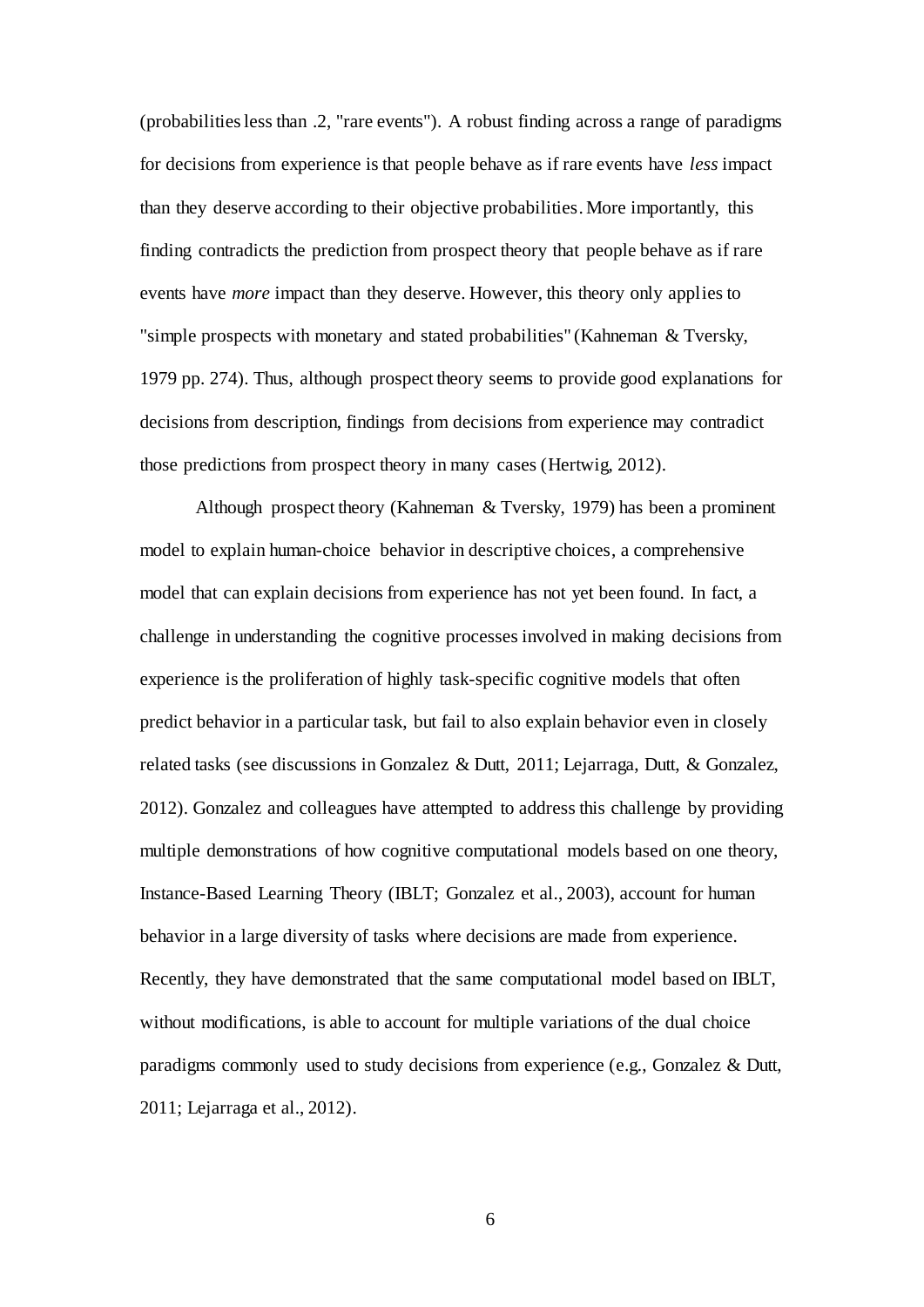(probabilities less than .2, "rare events"). A robust finding across a range of paradigms for decisions from experience is that people behave as if rare events have *less* impact than they deserve according to their objective probabilities. More importantly, this finding contradicts the prediction from prospect theory that people behave as if rare events have *more* impact than they deserve. However, this theory only applies to "simple prospects with monetary and stated probabilities" (Kahneman & Tversky, 1979 pp. 274). Thus, although prospect theory seems to provide good explanations for decisions from description, findings from decisions from experience may contradict those predictions from prospect theory in many cases (Hertwig, 2012).

Although prospect theory (Kahneman & Tversky, 1979) has been a prominent model to explain human-choice behavior in descriptive choices, a comprehensive model that can explain decisions from experience has not yet been found. In fact, a challenge in understanding the cognitive processes involved in making decisions from experience is the proliferation of highly task-specific cognitive models that often predict behavior in a particular task, but fail to also explain behavior even in closely related tasks (see discussions in Gonzalez & Dutt, 2011; Lejarraga, Dutt, & Gonzalez, 2012). Gonzalez and colleagues have attempted to address this challenge by providing multiple demonstrations of how cognitive computational models based on one theory, Instance-Based Learning Theory (IBLT; Gonzalez et al., 2003), account for human behavior in a large diversity of tasks where decisions are made from experience. Recently, they have demonstrated that the same computational model based on IBLT, without modifications, is able to account for multiple variations of the dual choice paradigms commonly used to study decisions from experience (e.g., Gonzalez & Dutt, 2011; Lejarraga et al., 2012).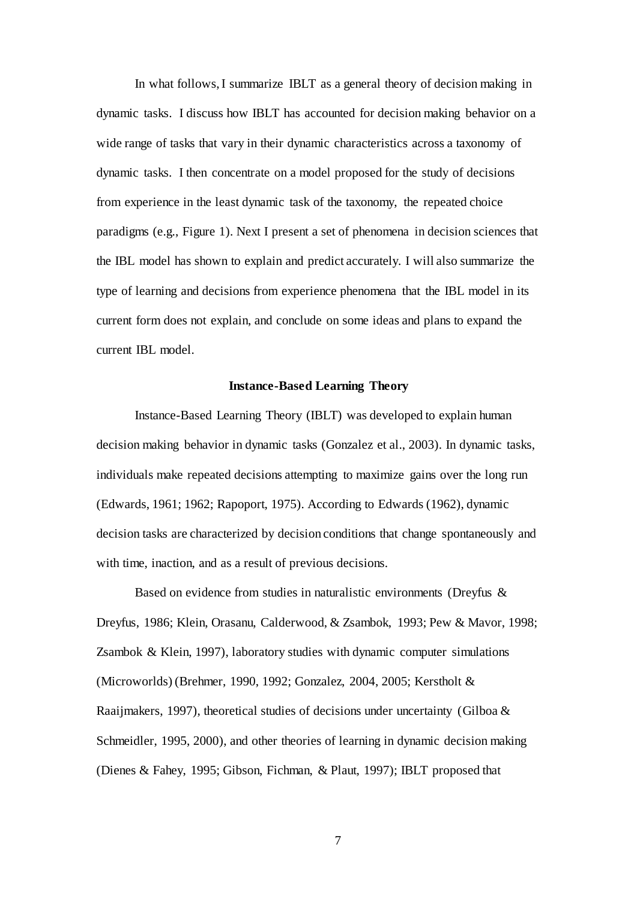In what follows, I summarize IBLT as a general theory of decision making in dynamic tasks. I discuss how IBLT has accounted for decision making behavior on a wide range of tasks that vary in their dynamic characteristics across a taxonomy of dynamic tasks. I then concentrate on a model proposed for the study of decisions from experience in the least dynamic task of the taxonomy, the repeated choice paradigms (e.g., Figure 1). Next I present a set of phenomena in decision sciences that the IBL model has shown to explain and predict accurately. I will also summarize the type of learning and decisions from experience phenomena that the IBL model in its current form does not explain, and conclude on some ideas and plans to expand the current IBL model.

## Instance-Based Learning Theory

Instance-Based Learning Theory (IBLT) was developed to explain human decision making behavior in dynamic tasks (Gonzalez et al., 2003). In dynamic tasks, individuals make repeated decisions attempting to maximize gains over the long run (Edwards, 1961; 1962; Rapoport, 1975). According to Edwards (1962), dynamic decision tasks are characterized by decision conditions that change spontaneously and with time, inaction, and as a result of previous decisions.

Based on evidence from studies in naturalistic environments (Dreyfus & Dreyfus, 1986; Klein, Orasanu, Calderwood, & Zsambok, 1993; Pew & Mavor, 1998; Zsambok & Klein, 1997), laboratory studies with dynamic computer simulations (Microworlds) (Brehmer, 1990, 1992; Gonzalez, 2004, 2005; Kerstholt & Raaijmakers, 1997), theoretical studies of decisions under uncertainty (Gilboa & Schmeidler, 1995, 2000), and other theories of learning in dynamic decision making (Dienes & Fahey, 1995; Gibson, Fichman, & Plaut, 1997); IBLT proposed that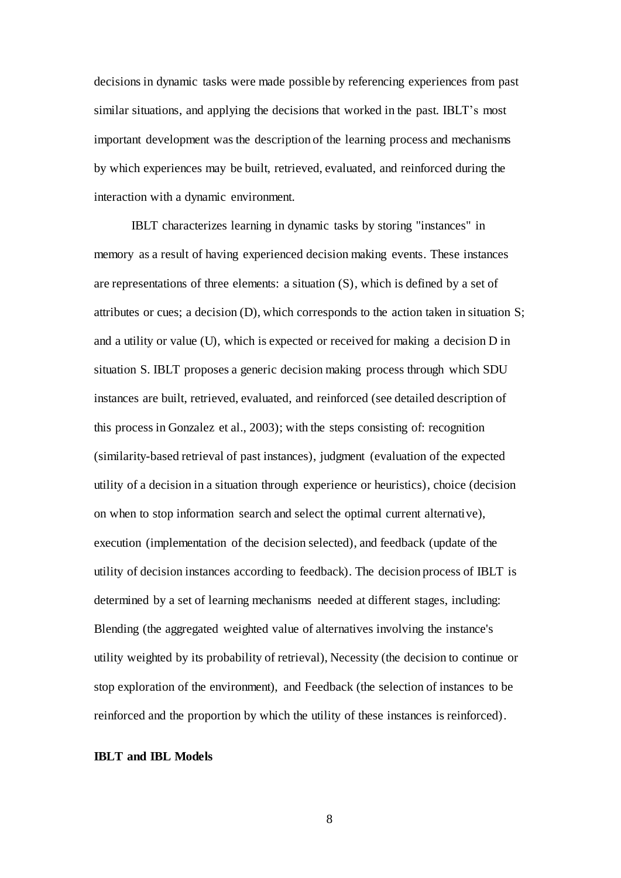decisions in dynamic tasks were made possible by referencing experiences from past similar situations, and applying the decisions that worked in the past. IBLT's most important development was the description of the learning process and mechanisms by which experiences may be built, retrieved, evaluated, and reinforced during the interaction with a dynamic environment.

IBLT characterizes learning in dynamic tasks by storing "instances" in memory as a result of having experienced decision making events. These instances are representations of three elements: a situation (S), which is defined by a set of attributes or cues; a decision (D), which corresponds to the action taken in situation S; and a utility or value (U), which is expected or received for making a decision D in situation S. IBLT proposes a generic decision making process through which SDU instances are built, retrieved, evaluated, and reinforced (see detailed description of this process in Gonzalez et al., 2003); with the steps consisting of: recognition (similarity-based retrieval of past instances), judgment (evaluation of the expected utility of a decision in a situation through experience or heuristics), choice (decision on when to stop information search and select the optimal current alternative), execution (implementation of the decision selected), and feedback (update of the utility of decision instances according to feedback). The decision process of IBLT is determined by a set of learning mechanisms needed at different stages, including: Blending (the aggregated weighted value of alternatives involving the instance's utility weighted by its probability of retrieval), Necessity (the decision to continue or stop exploration of the environment), and Feedback (the selection of instances to be reinforced and the proportion by which the utility of these instances is reinforced).

**IBLT and IBL Models**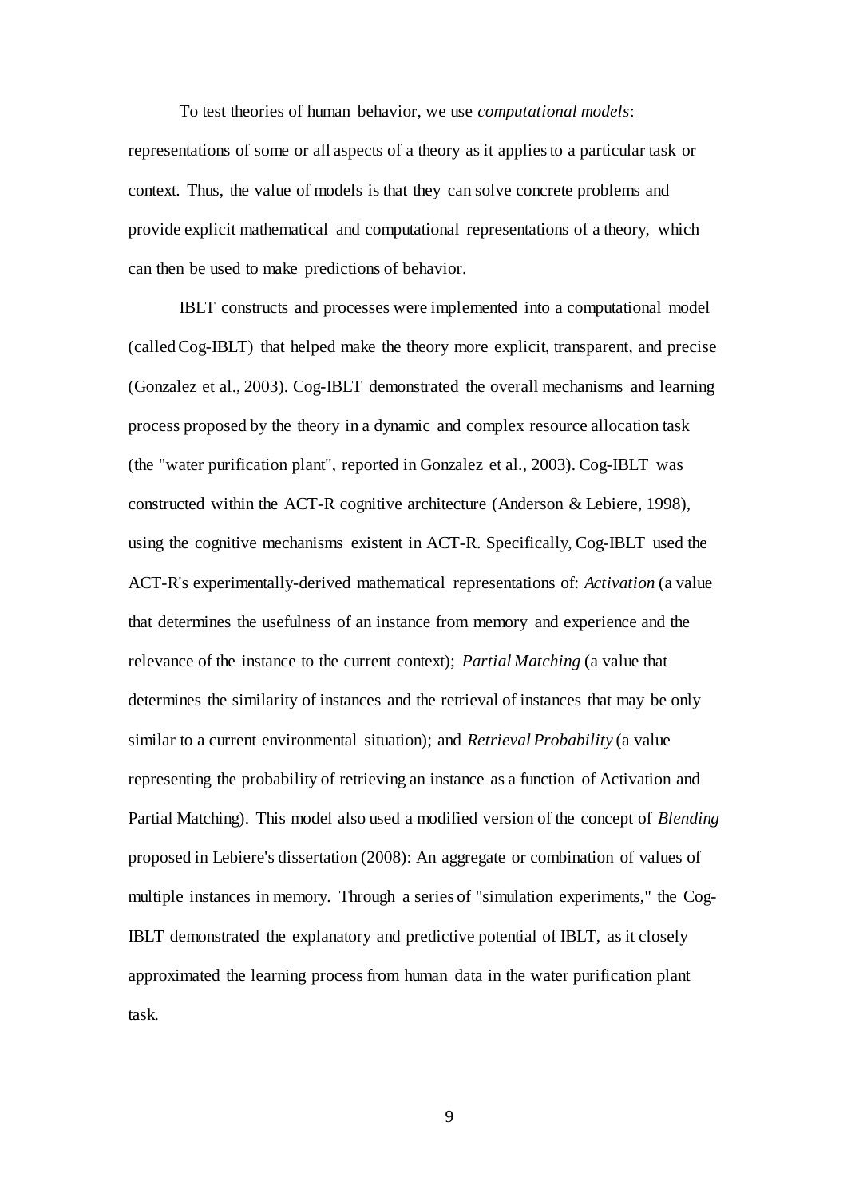To test theories of human behavior, we use *computational models*: representations of some or all aspects of a theory as it applies to a particular task or context. Thus, the value of models is that they can solve concrete problems and provide explicit mathematical and computational representations of a theory, which can then be used to make predictions of behavior.

IBLT constructs and processes were implemented into a computational model (called Cog-IBLT) that helped make the theory more explicit, transparent, and precise (Gonzalez et al., 2003). Cog-IBLT demonstrated the overall mechanisms and learning process proposed by the theory in a dynamic and complex resource allocation task (the "water purification plant", reported in Gonzalez et al., 2003). Cog-IBLT was constructed within the ACT-R cognitive architecture (Anderson & Lebiere, 1998), using the cognitive mechanisms existent in ACT-R. Specifically, Cog-IBLT used the ACT-R's experimentally-derived mathematical representations of: *Activation* (a value that determines the usefulness of an instance from memory and experience and the relevance of the instance to the current context); *Partial Matching* (a value that determines the similarity of instances and the retrieval of instances that may be only similar to a current environmental situation); and *Retrieval Probability* (a value representing the probability of retrieving an instance as a function of Activation and Partial Matching). This model also used a modified version of the concept of *Blending* proposed in Lebiere's dissertation (2008): An aggregate or combination of values of multiple instances in memory. Through a series of "simulation experiments," the Cog-IBLT demonstrated the explanatory and predictive potential of IBLT, as it closely approximated the learning process from human data in the water purification plant task.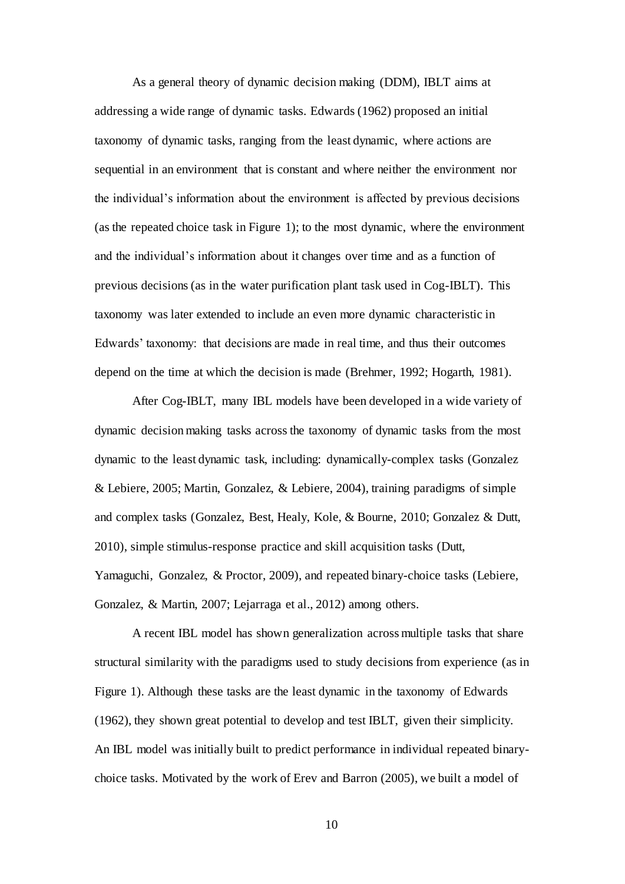As a general theory of dynamic decision making (DDM), IBLT aims at addressing a wide range of dynamic tasks. Edwards (1962) proposed an initial taxonomy of dynamic tasks, ranging from the least dynamic, where actions are sequential in an environment that is constant and where neither the environment nor the individual's information about the environment is affected by previous decisions (as the repeated choice task in Figure 1); to the most dynamic, where the environment and the individual's information about it changes over time and as a function of previous decisions (as in the water purification plant task used in Cog-IBLT). This taxonomy was later extended to include an even more dynamic characteristic in Edwards' taxonomy: that decisions are made in real time, and thus their outcomes depend on the time at which the decision is made (Brehmer, 1992; Hogarth, 1981).

After Cog-IBLT, many IBL models have been developed in a wide variety of dynamic decision making tasks across the taxonomy of dynamic tasks from the most dynamic to the least dynamic task, including: dynamically-complex tasks (Gonzalez & Lebiere, 2005; Martin, Gonzalez, & Lebiere, 2004), training paradigms of simple and complex tasks (Gonzalez, Best, Healy, Kole, & Bourne, 2010; Gonzalez & Dutt, 2010), simple stimulus-response practice and skill acquisition tasks (Dutt, Yamaguchi, Gonzalez, & Proctor, 2009), and repeated binary-choice tasks (Lebiere, Gonzalez, & Martin, 2007; Lejarraga et al., 2012) among others.

A recent IBL model has shown generalization across multiple tasks that share structural similarity with the paradigms used to study decisions from experience (as in Figure 1). Although these tasks are the least dynamic in the taxonomy of Edwards (1962), they shown great potential to develop and test IBLT, given their simplicity. An IBL model was initially built to predict performance in individual repeated binary-choice tasks. Motivated by the work of Erev and Barron (2005), we built a model of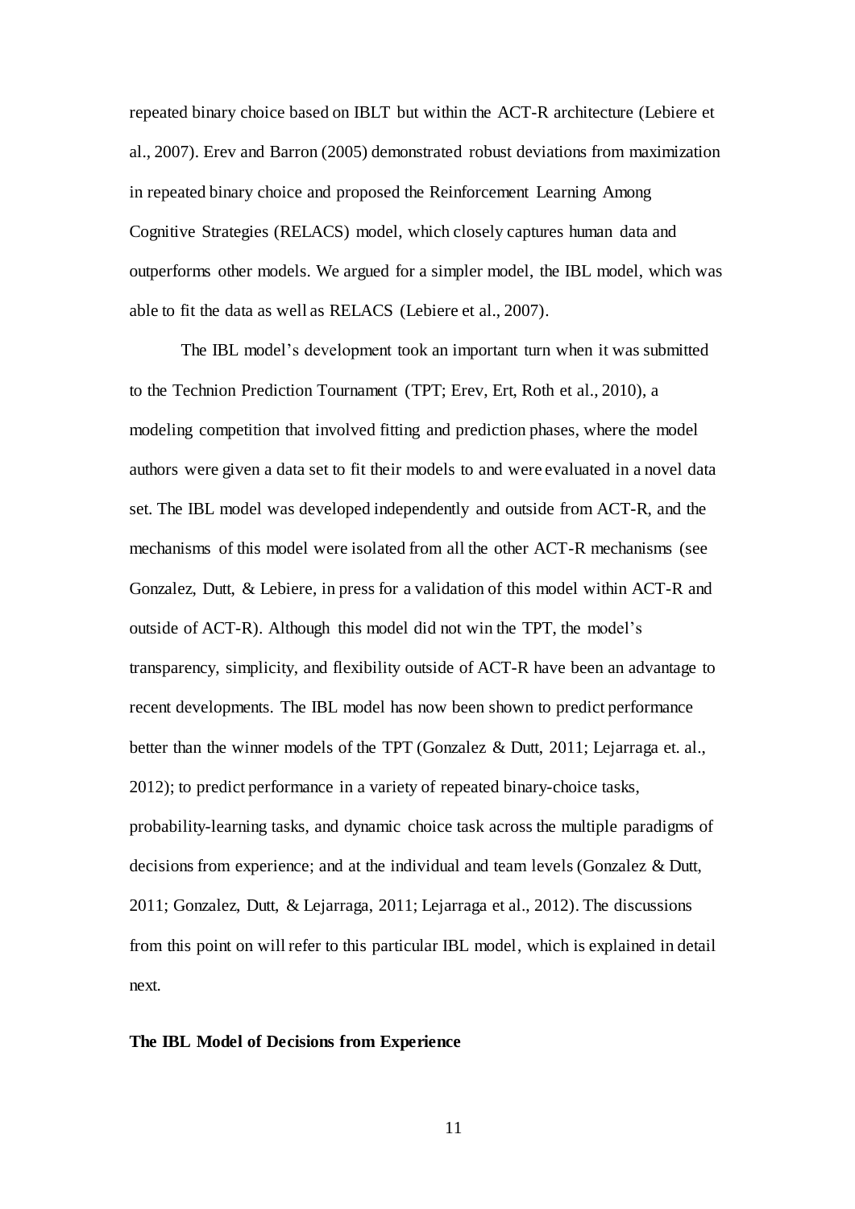repeated binary choice based on IBLT but within the ACT-R architecture (Lebiere et al., 2007). Erev and Barron (2005) demonstrated robust deviations from maximization in repeated binary choice and proposed the Reinforcement Learning Among Cognitive Strategies (RELACS) model, which closely captures human data and outperforms other models. We argued for a simpler model, the IBL model, which was able to fit the data as well as RELACS (Lebiere et al., 2007).

The IBL model's development took an important turn when it was submitted to the Technion Prediction Tournament (TPT; Erev, Ert, Roth et al., 2010), a modeling competition that involved fitting and prediction phases, where the model authors were given a data set to fit their models to and were evaluated in a novel data set. The IBL model was developed independently and outside from ACT-R, and the mechanisms of this model were isolated from all the other ACT-R mechanisms (see Gonzalez, Dutt, & Lebiere, in press for a validation of this model within ACT-R and outside of ACT-R). Although this model did not win the TPT, the model's transparency, simplicity, and flexibility outside of ACT-R have been an advantage to recent developments. The IBL model has now been shown to predict performance better than the winner models of the TPT (Gonzalez & Dutt, 2011; Lejarraga et. al., 2012); to predict performance in a variety of repeated binary-choice tasks, probability-learning tasks, and dynamic choice task across the multiple paradigms of decisions from experience; and at the individual and team levels (Gonzalez & Dutt, 2011; Gonzalez, Dutt, & Lejarraga, 2011; Lejarraga et al., 2012). The discussions from this point on will refer to this particular IBL model, which is explained in detail next.

**The IBL Model of Decisions from Experience**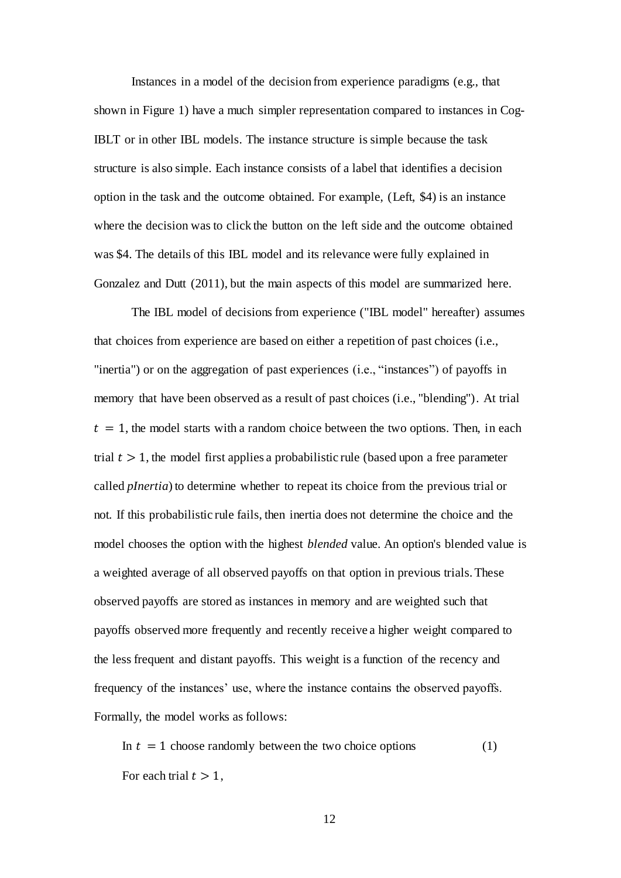Instances in a model of the decision from experience paradigms (e.g., that shown in Figure 1) have a much simpler representation compared to instances in Cog-IBLT or in other IBL models. The instance structure is simple because the task structure is also simple. Each instance consists of a label that identifies a decision option in the task and the outcome obtained. For example, (Left, $4) is an instance where the decision was to click the button on the left side and the outcome obtained was $4. The details of this IBL model and its relevance were fully explained in Gonzalez and Dutt (2011), but the main aspects of this model are summarized here.

The IBL model of decisions from experience ("IBL model" hereafter) assumes that choices from experience are based on either a repetition of past choices (i.e., "inertia") or on the aggregation of past experiences (i.e., "instances") of payoffs in memory that have been observed as a result of past choices (i.e., "blending"). At trial $t = 1$, the model starts with a random choice between the two options. Then, in each trial $t > 1$, the model first applies a probabilistic rule (based upon a free parameter called *pInertia*) to determine whether to repeat its choice from the previous trial or not. If this probabilistic rule fails, then inertia does not determine the choice and the model chooses the option with the highest *blended* value. An option's blended value is a weighted average of all observed payoffs on that option in previous trials. These observed payoffs are stored as instances in memory and are weighted such that payoffs observed more frequently and recently receive a higher weight compared to the less frequent and distant payoffs. This weight is a function of the recency and frequency of the instances' use, where the instance contains the observed payoffs. Formally, the model works as follows:

In $t = 1$ choose randomly between the two choice options (1)

For each trial $t > 1$,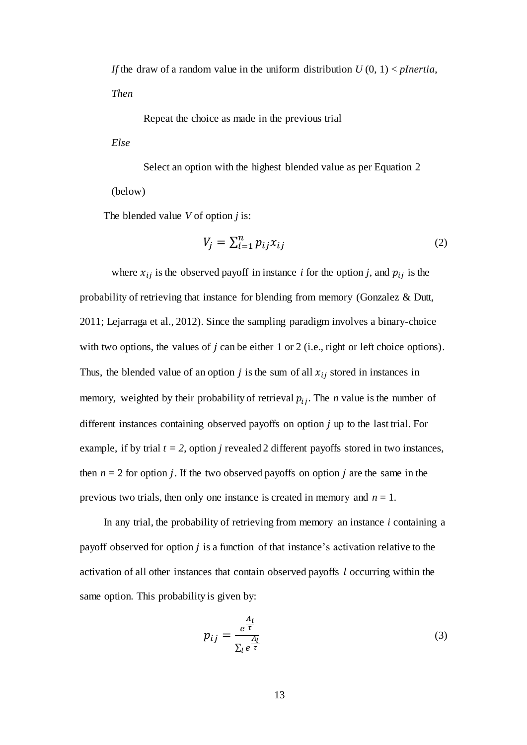*If* the draw of a random value in the uniform distribution $U(0, 1) < pInertia$,

*Then*

Repeat the choice as made in the previous trial

*Else*

Select an option with the highest blended value as per Equation 2 (below)

The blended value $V$ of option $j$ is:

$$V_j = \sum_{i=1}^{n} p_{ij} x_{ij} \tag{2}$$

where $x_{ij}$ is the observed payoff in instance $i$ for the option $j$, and $p_{ij}$ is the probability of retrieving that instance for blending from memory (Gonzalez & Dutt, 2011; Lejarraga et al., 2012). Since the sampling paradigm involves a binary-choice with two options, the values of $j$ can be either 1 or 2 (i.e., right or left choice options). Thus, the blended value of an option $j$ is the sum of all $x_{ij}$ stored in instances in memory, weighted by their probability of retrieval $p_{ij}$. The $n$ value is the number of different instances containing observed payoffs on option $j$ up to the last trial. For example, if by trial $t = 2$, option $j$ revealed 2 different payoffs stored in two instances, then $n = 2$ for option $j$. If the two observed payoffs on option $j$ are the same in the previous two trials, then only one instance is created in memory and $n = 1$.

In any trial, the probability of retrieving from memory an instance $i$ containing a payoff observed for option $j$ is a function of that instance's activation relative to the activation of all other instances that contain observed payoffs $l$ occurring within the same option. This probability is given by:

$$p_{ij} = \frac{e^{\frac{A_i}{\tau}}}{\sum_l e^{\frac{A_l}{\tau}}} \tag{3}$$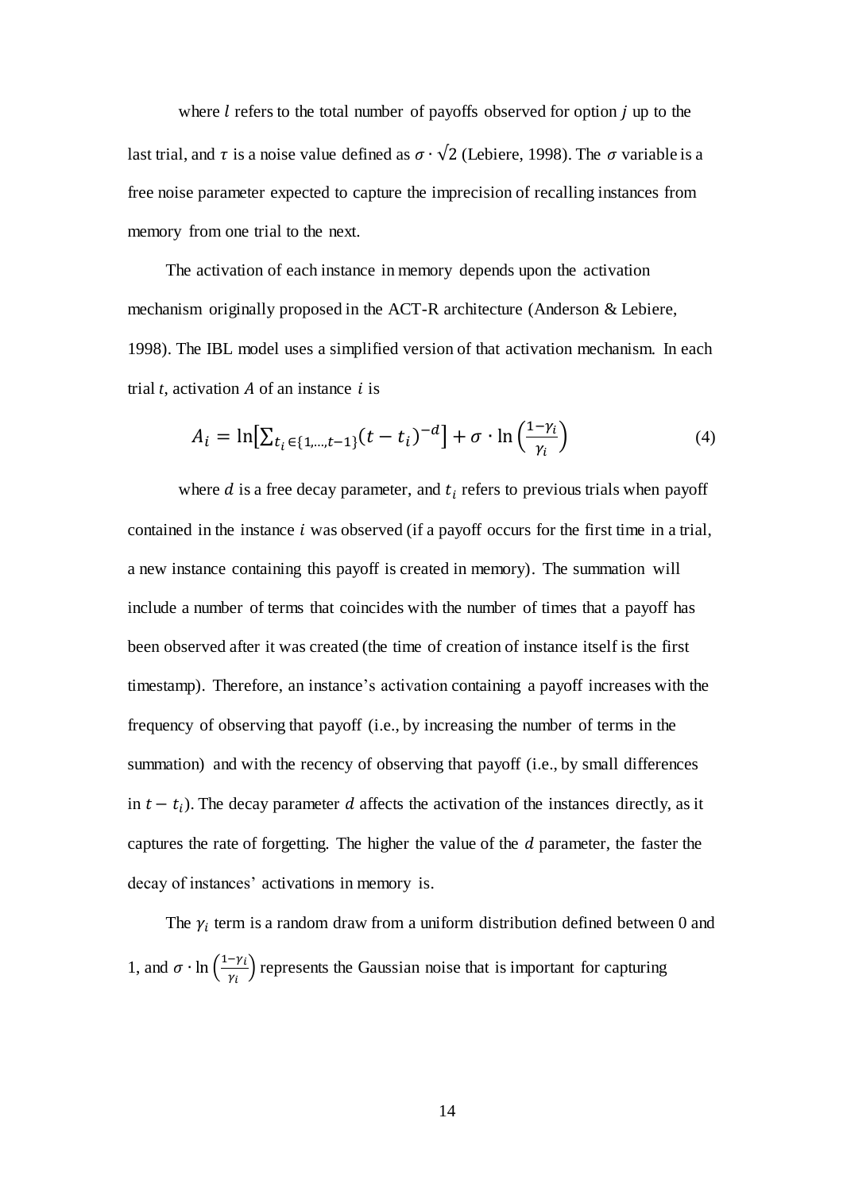where $l$ refers to the total number of payoffs observed for option $j$ up to the last trial, and $\tau$ is a noise value defined as $\sigma \cdot \sqrt{2}$ (Lebiere, 1998). The $\sigma$ variable is a free noise parameter expected to capture the imprecision of recalling instances from memory from one trial to the next.

The activation of each instance in memory depends upon the activation mechanism originally proposed in the ACT-R architecture (Anderson & Lebiere, 1998). The IBL model uses a simplified version of that activation mechanism. In each trial $t$, activation $A$ of an instance $i$ is

$$A_i = \ln\left[\sum_{t_i \in \{1,\ldots,t-1\}} (t - t_i)^{-d}\right] + \sigma \cdot \ln\left(\frac{1-\gamma_i}{\gamma_i}\right) \tag{4}$$

where $d$ is a free decay parameter, and $t_i$ refers to previous trials when payoff contained in the instance $i$ was observed (if a payoff occurs for the first time in a trial, a new instance containing this payoff is created in memory). The summation will include a number of terms that coincides with the number of times that a payoff has been observed after it was created (the time of creation of instance itself is the first timestamp). Therefore, an instance's activation containing a payoff increases with the frequency of observing that payoff (i.e., by increasing the number of terms in the summation) and with the recency of observing that payoff (i.e., by small differences in $t - t_i$). The decay parameter $d$ affects the activation of the instances directly, as it captures the rate of forgetting. The higher the value of the $d$ parameter, the faster the decay of instances' activations in memory is.

The $\gamma_i$ term is a random draw from a uniform distribution defined between 0 and 1, and $\sigma \cdot \ln\left(\frac{1-\gamma_i}{\gamma_i}\right)$ represents the Gaussian noise that is important for capturing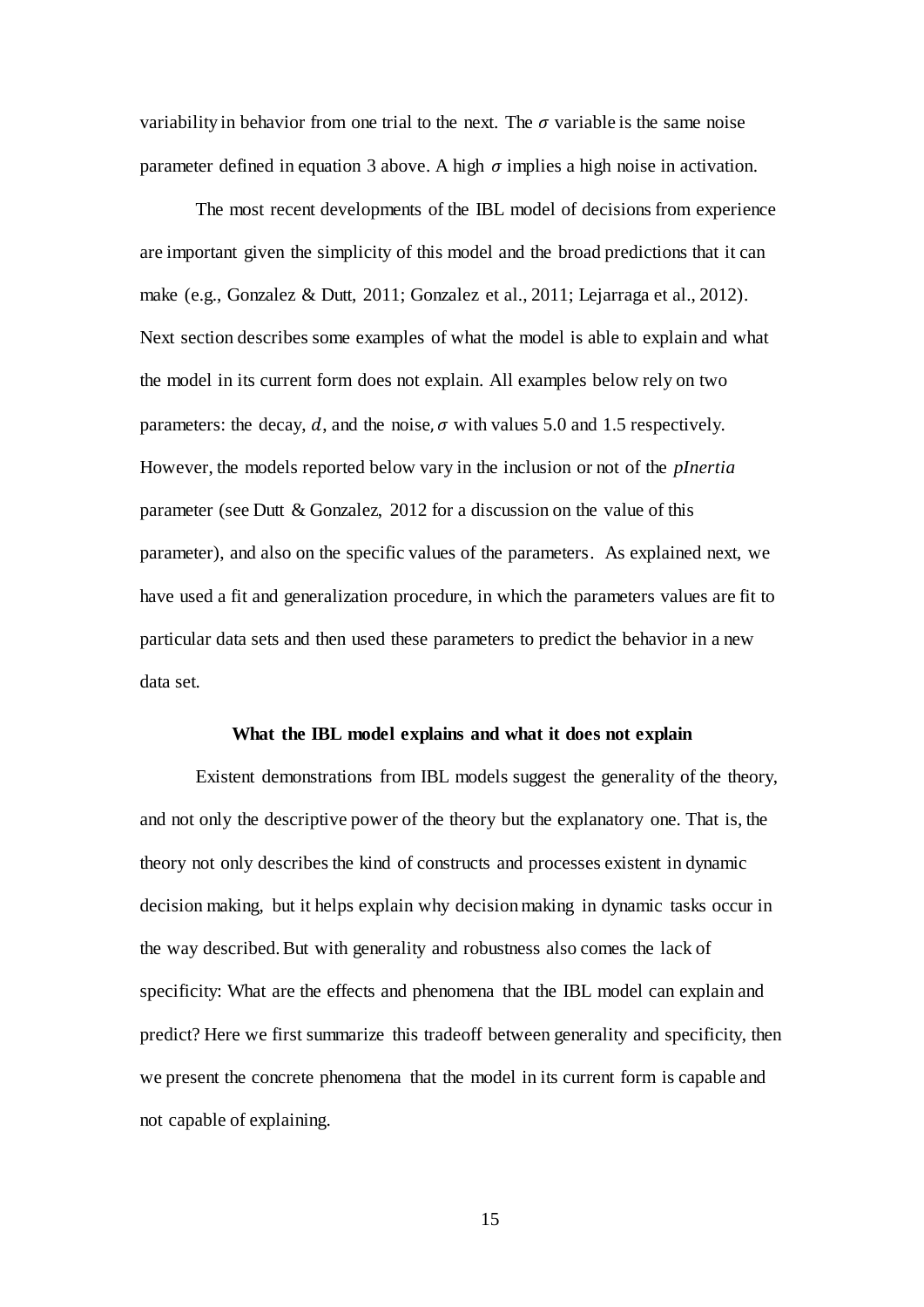variability in behavior from one trial to the next. The $\sigma$ variable is the same noise parameter defined in equation 3 above. A high $\sigma$ implies a high noise in activation.

The most recent developments of the IBL model of decisions from experience are important given the simplicity of this model and the broad predictions that it can make (e.g., Gonzalez & Dutt, 2011; Gonzalez et al., 2011; Lejarraga et al., 2012). Next section describes some examples of what the model is able to explain and what the model in its current form does not explain. All examples below rely on two parameters: the decay, $d$, and the noise, $\sigma$ with values 5.0 and 1.5 respectively. However, the models reported below vary in the inclusion or not of the *pInertia* parameter (see Dutt & Gonzalez, 2012 for a discussion on the value of this parameter), and also on the specific values of the parameters. As explained next, we have used a fit and generalization procedure, in which the parameters values are fit to particular data sets and then used these parameters to predict the behavior in a new data set.

**What the IBL model explains and what it does not explain**

Existent demonstrations from IBL models suggest the generality of the theory, and not only the descriptive power of the theory but the explanatory one. That is, the theory not only describes the kind of constructs and processes existent in dynamic decision making, but it helps explain why decision making in dynamic tasks occur in the way described. But with generality and robustness also comes the lack of specificity: What are the effects and phenomena that the IBL model can explain and predict? Here we first summarize this tradeoff between generality and specificity, then we present the concrete phenomena that the model in its current form is capable and not capable of explaining.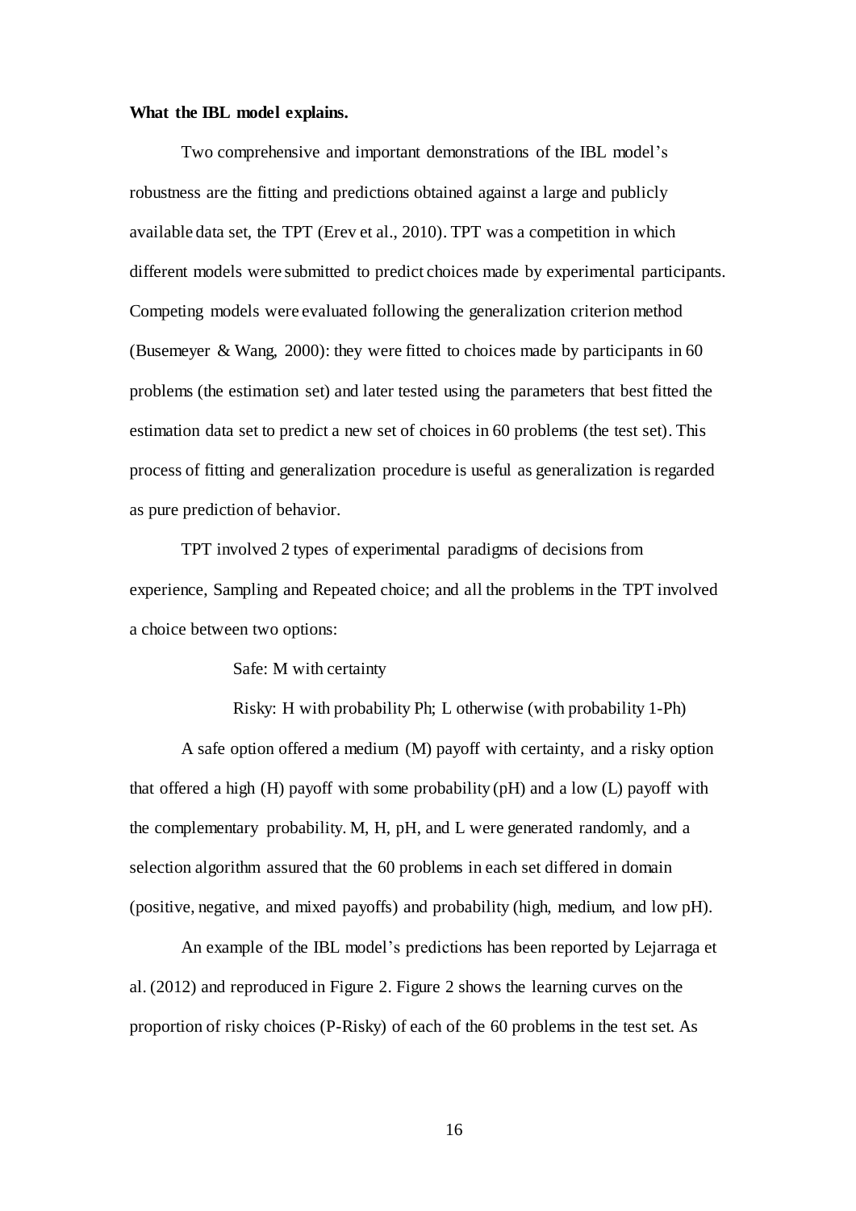**What the IBL model explains.**

Two comprehensive and important demonstrations of the IBL model's robustness are the fitting and predictions obtained against a large and publicly available data set, the TPT (Erev et al., 2010). TPT was a competition in which different models were submitted to predict choices made by experimental participants. Competing models were evaluated following the generalization criterion method (Busemeyer & Wang, 2000): they were fitted to choices made by participants in 60 problems (the estimation set) and later tested using the parameters that best fitted the estimation data set to predict a new set of choices in 60 problems (the test set). This process of fitting and generalization procedure is useful as generalization is regarded as pure prediction of behavior.

TPT involved 2 types of experimental paradigms of decisions from experience, Sampling and Repeated choice; and all the problems in the TPT involved a choice between two options:

Safe: M with certainty

Risky: H with probability Ph; L otherwise (with probability 1-Ph)

A safe option offered a medium (M) payoff with certainty, and a risky option that offered a high (H) payoff with some probability (pH) and a low (L) payoff with the complementary probability. M, H, pH, and L were generated randomly, and a selection algorithm assured that the 60 problems in each set differed in domain (positive, negative, and mixed payoffs) and probability (high, medium, and low pH).

An example of the IBL model's predictions has been reported by Lejarraga et al. (2012) and reproduced in Figure 2. Figure 2 shows the learning curves on the proportion of risky choices (P-Risky) of each of the 60 problems in the test set. As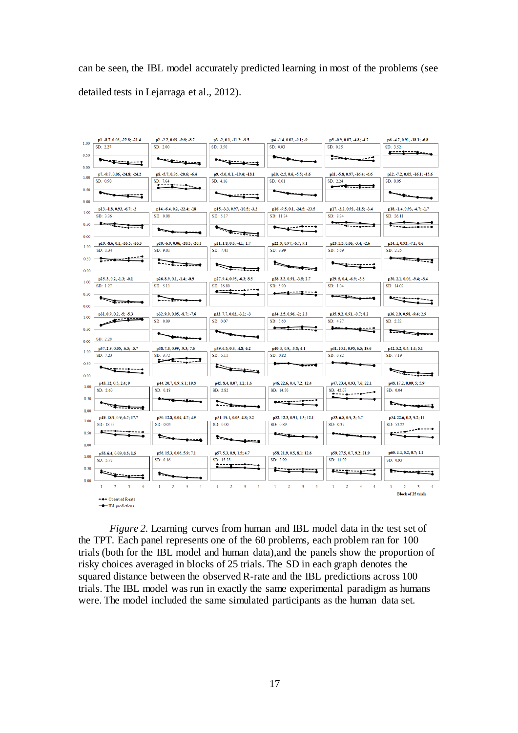can be seen, the IBL model accurately predicted learning in most of the problems (see detailed tests in Lejarraga et al., 2012).

*Figure 2.* Learning curves from human and IBL model data in the test set of the TPT. Each panel represents one of the 60 problems, each problem ran for 100 trials (both for the IBL model and human data),and the panels show the proportion of risky choices averaged in blocks of 25 trials. The SD in each graph denotes the squared distance between the observed R-rate and the IBL predictions across 100 trials. The IBL model was run in exactly the same experimental paradigm as humans were. The model included the same simulated participants as the human data set.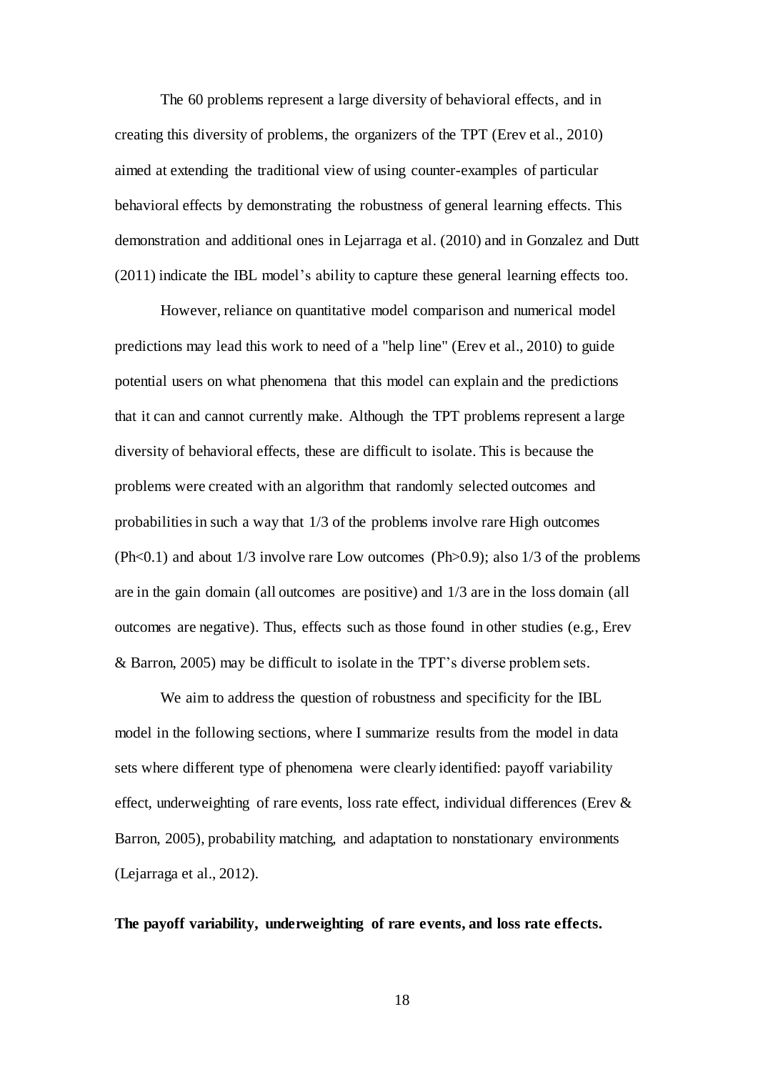The 60 problems represent a large diversity of behavioral effects, and in creating this diversity of problems, the organizers of the TPT (Erev et al., 2010) aimed at extending the traditional view of using counter-examples of particular behavioral effects by demonstrating the robustness of general learning effects. This demonstration and additional ones in Lejarraga et al. (2010) and in Gonzalez and Dutt (2011) indicate the IBL model's ability to capture these general learning effects too.

However, reliance on quantitative model comparison and numerical model predictions may lead this work to need of a "help line" (Erev et al., 2010) to guide potential users on what phenomena that this model can explain and the predictions that it can and cannot currently make. Although the TPT problems represent a large diversity of behavioral effects, these are difficult to isolate. This is because the problems were created with an algorithm that randomly selected outcomes and probabilities in such a way that 1/3 of the problems involve rare High outcomes (Ph<0.1) and about 1/3 involve rare Low outcomes (Ph>0.9); also 1/3 of the problems are in the gain domain (all outcomes are positive) and 1/3 are in the loss domain (all outcomes are negative). Thus, effects such as those found in other studies (e.g., Erev & Barron, 2005) may be difficult to isolate in the TPT's diverse problem sets.

We aim to address the question of robustness and specificity for the IBL model in the following sections, where I summarize results from the model in data sets where different type of phenomena were clearly identified: payoff variability effect, underweighting of rare events, loss rate effect, individual differences (Erev & Barron, 2005), probability matching, and adaptation to nonstationary environments (Lejarraga et al., 2012).

**The payoff variability, underweighting of rare events, and loss rate effects.**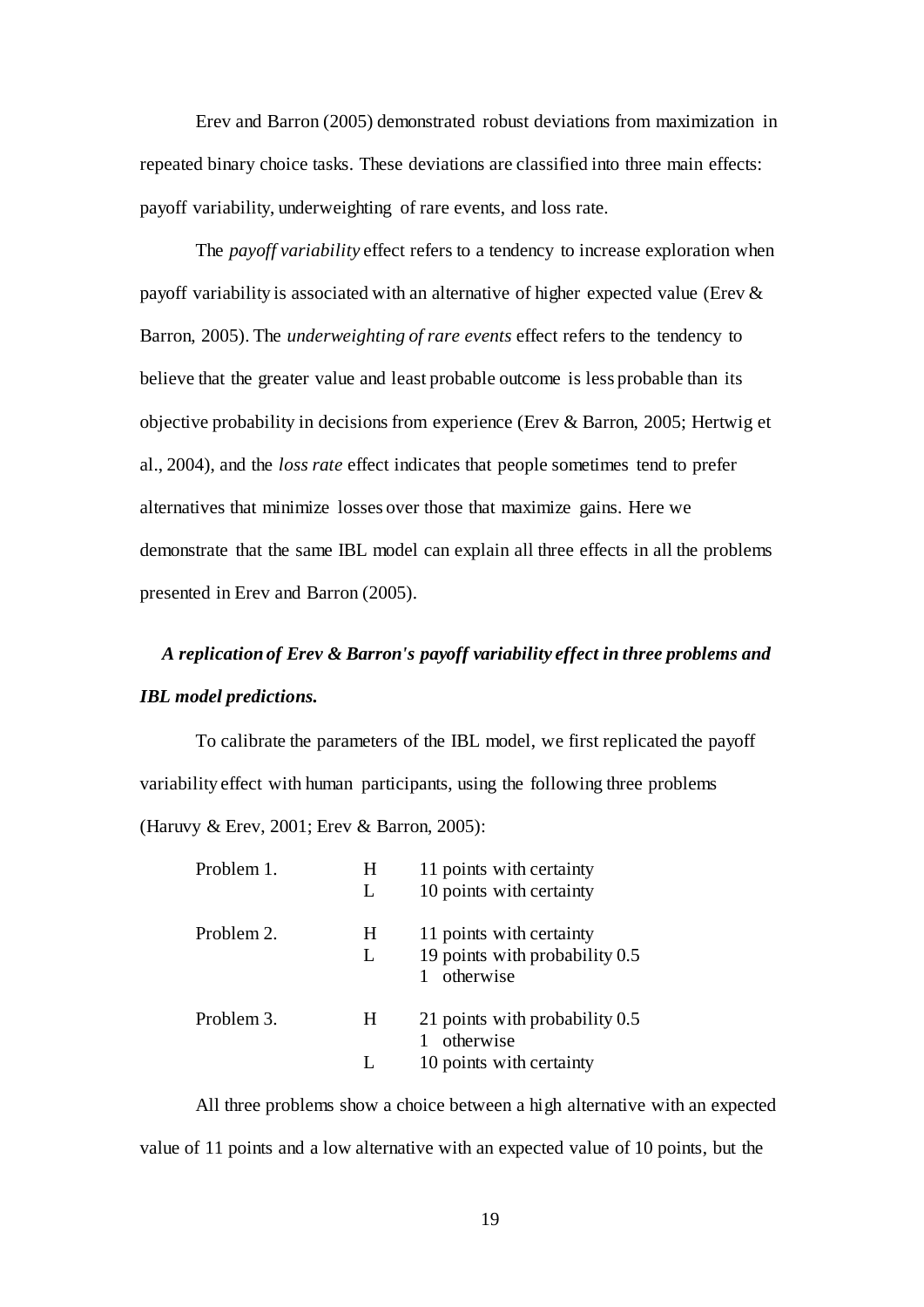Erev and Barron (2005) demonstrated robust deviations from maximization in repeated binary choice tasks. These deviations are classified into three main effects: payoff variability, underweighting of rare events, and loss rate.

The *payoff variability* effect refers to a tendency to increase exploration when payoff variability is associated with an alternative of higher expected value (Erev & Barron, 2005). The *underweighting of rare events* effect refers to the tendency to believe that the greater value and least probable outcome is less probable than its objective probability in decisions from experience (Erev & Barron, 2005; Hertwig et al., 2004), and the *loss rate* effect indicates that people sometimes tend to prefer alternatives that minimize losses over those that maximize gains. Here we demonstrate that the same IBL model can explain all three effects in all the problems presented in Erev and Barron (2005).

### *A replication of Erev & Barron's payoff variability effect in three problems and IBL model predictions.*

To calibrate the parameters of the IBL model, we first replicated the payoff variability effect with human participants, using the following three problems (Haruvy & Erev, 2001; Erev & Barron, 2005):

| | | |
|---|---|---|
| Problem 1. | H | 11 points with certainty |
| | L | 10 points with certainty |
| Problem 2. | H | 11 points with certainty |
| | L | 19 points with probability 0.5<br>1 otherwise |
| Problem 3. | H | 21 points with probability 0.5<br>1 otherwise |
| | L | 10 points with certainty |

All three problems show a choice between a high alternative with an expected value of 11 points and a low alternative with an expected value of 10 points, but the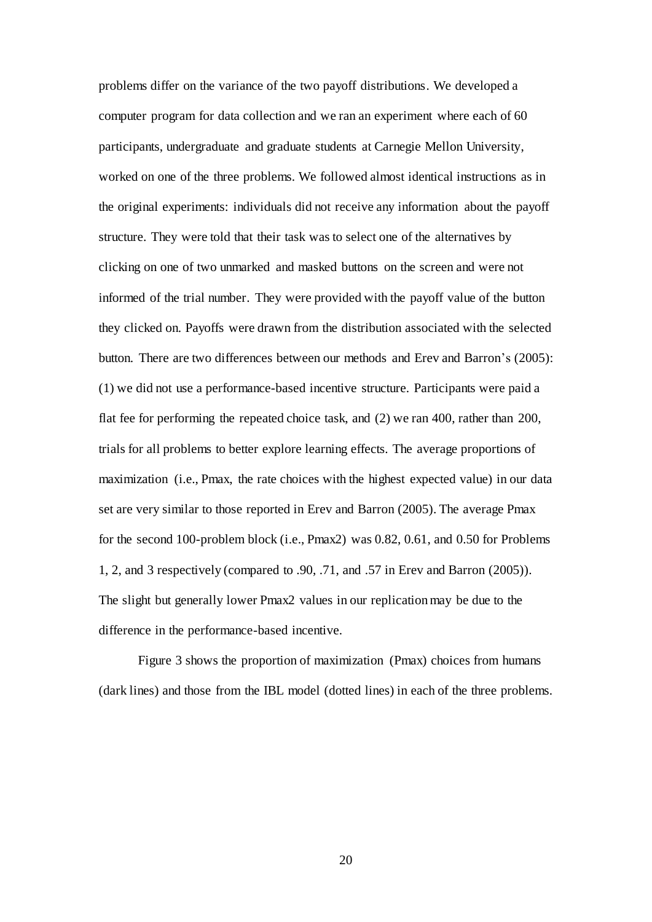problems differ on the variance of the two payoff distributions. We developed a computer program for data collection and we ran an experiment where each of 60 participants, undergraduate and graduate students at Carnegie Mellon University, worked on one of the three problems. We followed almost identical instructions as in the original experiments: individuals did not receive any information about the payoff structure. They were told that their task was to select one of the alternatives by clicking on one of two unmarked and masked buttons on the screen and were not informed of the trial number. They were provided with the payoff value of the button they clicked on. Payoffs were drawn from the distribution associated with the selected button. There are two differences between our methods and Erev and Barron's (2005): (1) we did not use a performance-based incentive structure. Participants were paid a flat fee for performing the repeated choice task, and (2) we ran 400, rather than 200, trials for all problems to better explore learning effects. The average proportions of maximization (i.e., Pmax, the rate choices with the highest expected value) in our data set are very similar to those reported in Erev and Barron (2005). The average Pmax for the second 100-problem block (i.e., Pmax2) was 0.82, 0.61, and 0.50 for Problems 1, 2, and 3 respectively (compared to .90, .71, and .57 in Erev and Barron (2005)). The slight but generally lower Pmax2 values in our replication may be due to the difference in the performance-based incentive.

Figure 3 shows the proportion of maximization (Pmax) choices from humans (dark lines) and those from the IBL model (dotted lines) in each of the three problems.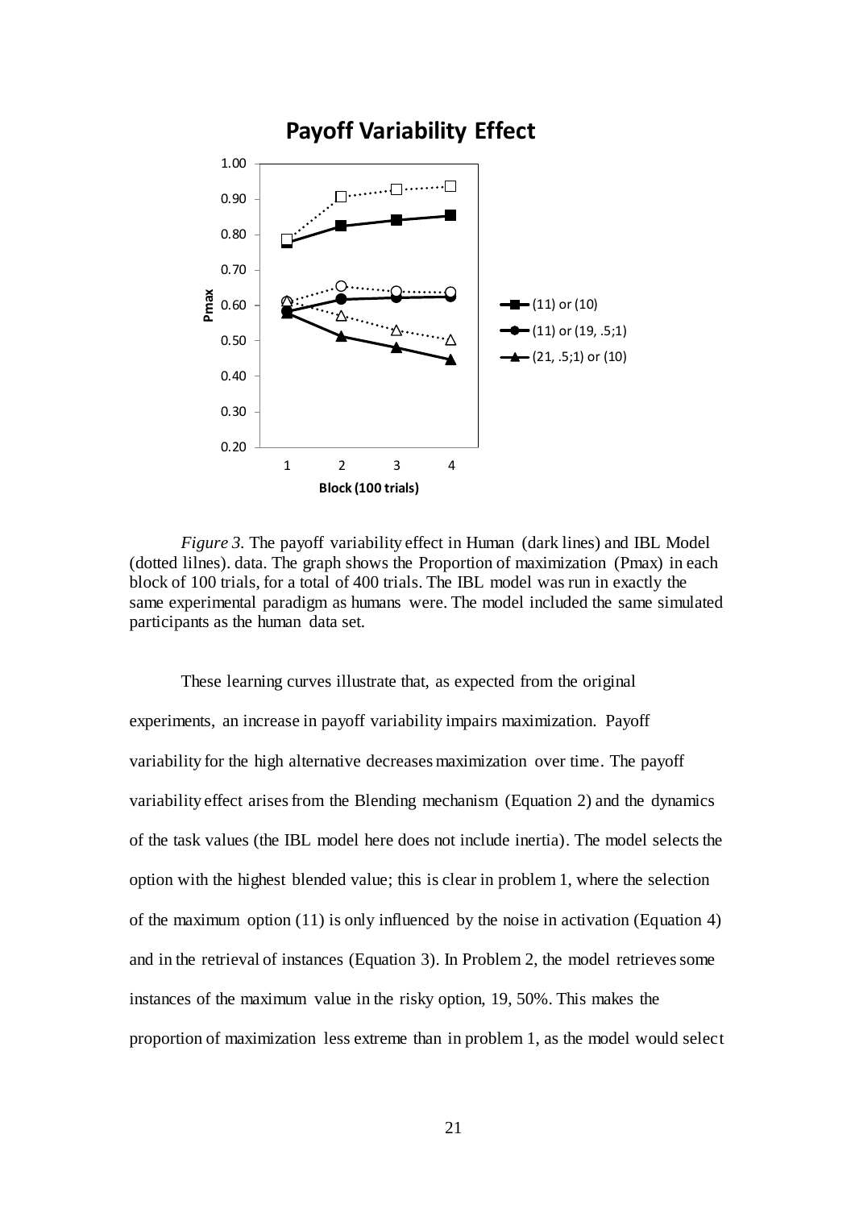*Figure 3.* The payoff variability effect in Human (dark lines) and IBL Model (dotted lilnes). data. The graph shows the Proportion of maximization (Pmax) in each block of 100 trials, for a total of 400 trials. The IBL model was run in exactly the same experimental paradigm as humans were. The model included the same simulated participants as the human data set.

These learning curves illustrate that, as expected from the original experiments, an increase in payoff variability impairs maximization. Payoff variability for the high alternative decreases maximization over time. The payoff variability effect arises from the Blending mechanism (Equation 2) and the dynamics of the task values (the IBL model here does not include inertia). The model selects the option with the highest blended value; this is clear in problem 1, where the selection of the maximum option (11) is only influenced by the noise in activation (Equation 4) and in the retrieval of instances (Equation 3). In Problem 2, the model retrieves some instances of the maximum value in the risky option, 19, 50%. This makes the proportion of maximization less extreme than in problem 1, as the model would select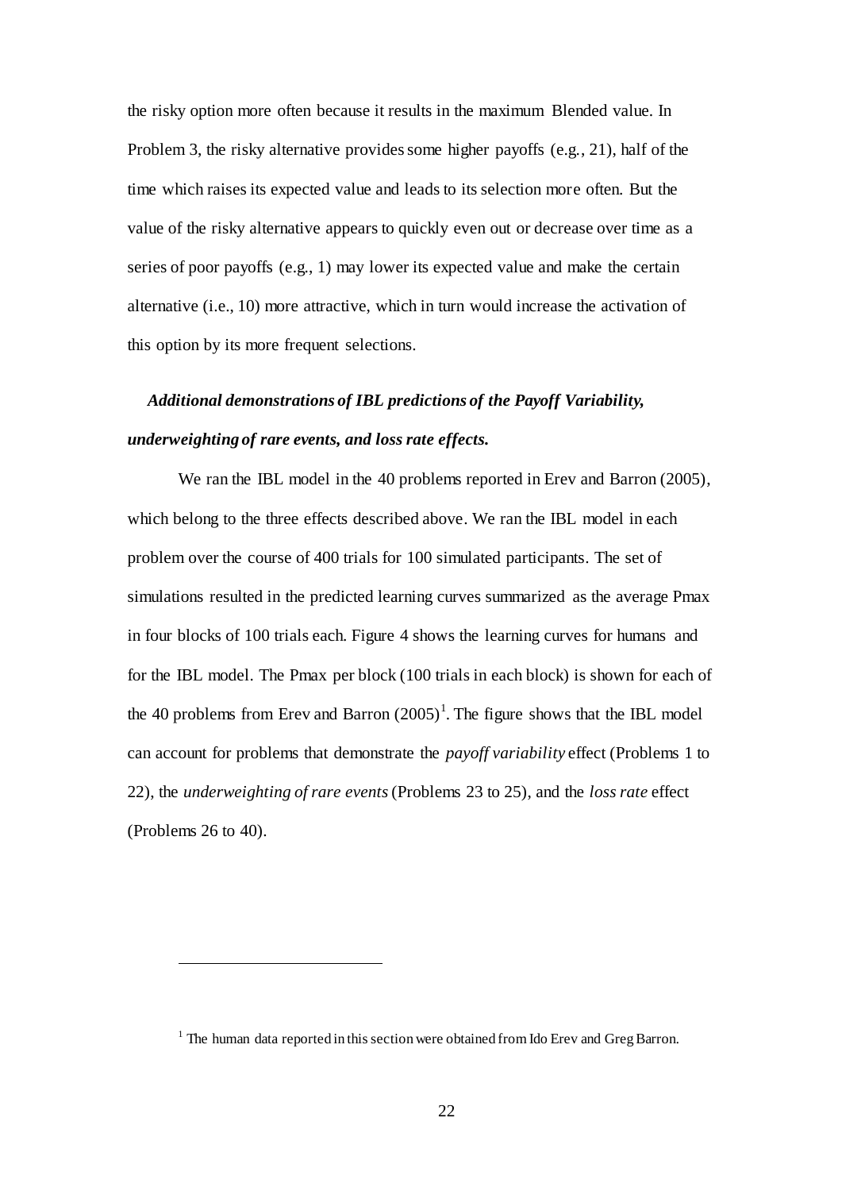the risky option more often because it results in the maximum Blended value. In Problem 3, the risky alternative provides some higher payoffs (e.g., 21), half of the time which raises its expected value and leads to its selection more often. But the value of the risky alternative appears to quickly even out or decrease over time as a series of poor payoffs (e.g., 1) may lower its expected value and make the certain alternative (i.e., 10) more attractive, which in turn would increase the activation of this option by its more frequent selections.

***Additional demonstrations of IBL predictions of the Payoff Variability, underweighting of rare events, and loss rate effects.***

We ran the IBL model in the 40 problems reported in Erev and Barron (2005), which belong to the three effects described above. We ran the IBL model in each problem over the course of 400 trials for 100 simulated participants. The set of simulations resulted in the predicted learning curves summarized as the average Pmax in four blocks of 100 trials each. Figure 4 shows the learning curves for humans and for the IBL model. The Pmax per block (100 trials in each block) is shown for each of the 40 problems from Erev and Barron (2005)[1]. The figure shows that the IBL model can account for problems that demonstrate the *payoff variability* effect (Problems 1 to 22), the *underweighting of rare events* (Problems 23 to 25), and the *loss rate* effect (Problems 26 to 40).

[1] The human data reported in this section were obtained from Ido Erev and Greg Barron.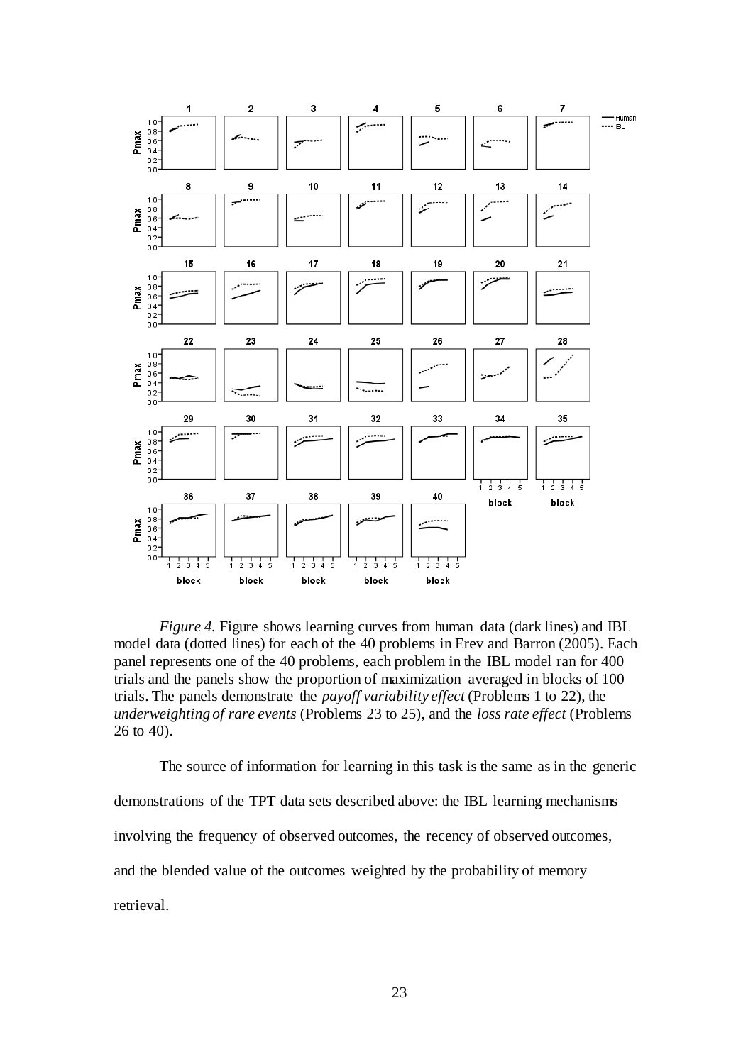*Figure 4.* Figure shows learning curves from human data (dark lines) and IBL model data (dotted lines) for each of the 40 problems in Erev and Barron (2005). Each panel represents one of the 40 problems, each problem in the IBL model ran for 400 trials and the panels show the proportion of maximization averaged in blocks of 100 trials. The panels demonstrate the *payoff variability effect* (Problems 1 to 22), the *underweighting of rare events* (Problems 23 to 25), and the *loss rate effect* (Problems 26 to 40).

The source of information for learning in this task is the same as in the generic demonstrations of the TPT data sets described above: the IBL learning mechanisms involving the frequency of observed outcomes, the recency of observed outcomes, and the blended value of the outcomes weighted by the probability of memory retrieval.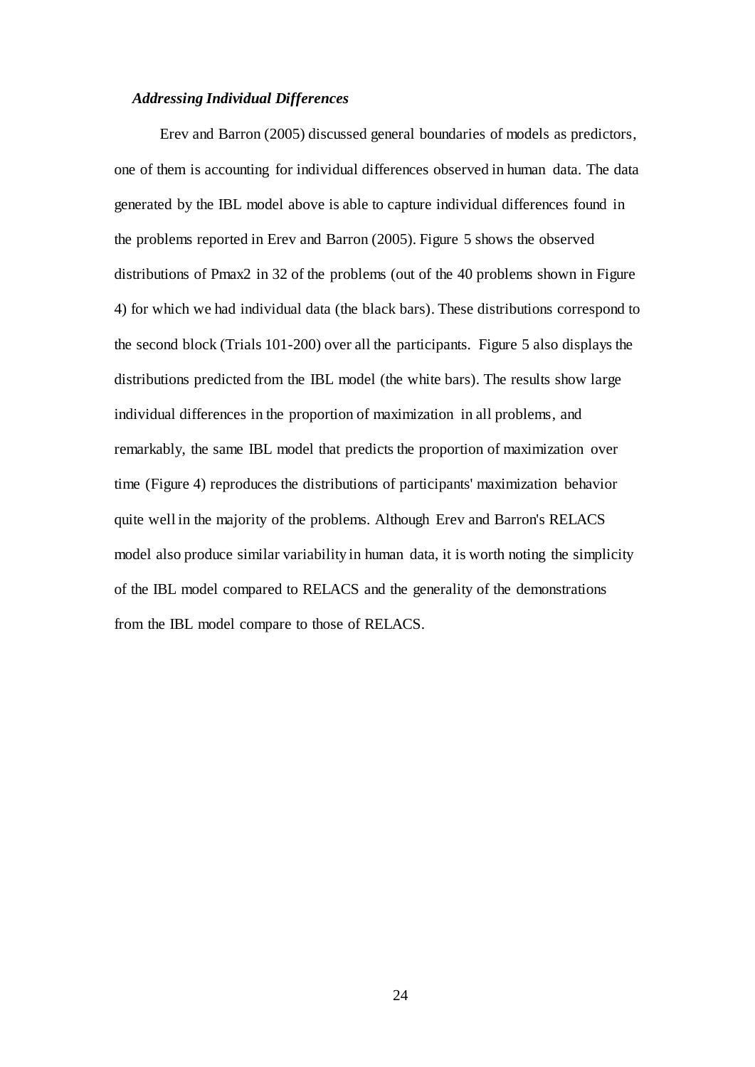### *Addressing Individual Differences*

Erev and Barron (2005) discussed general boundaries of models as predictors, one of them is accounting for individual differences observed in human data. The data generated by the IBL model above is able to capture individual differences found in the problems reported in Erev and Barron (2005). Figure 5 shows the observed distributions of Pmax2 in 32 of the problems (out of the 40 problems shown in Figure 4) for which we had individual data (the black bars). These distributions correspond to the second block (Trials 101-200) over all the participants. Figure 5 also displays the distributions predicted from the IBL model (the white bars). The results show large individual differences in the proportion of maximization in all problems, and remarkably, the same IBL model that predicts the proportion of maximization over time (Figure 4) reproduces the distributions of participants' maximization behavior quite well in the majority of the problems. Although Erev and Barron's RELACS model also produce similar variability in human data, it is worth noting the simplicity of the IBL model compared to RELACS and the generality of the demonstrations from the IBL model compare to those of RELACS.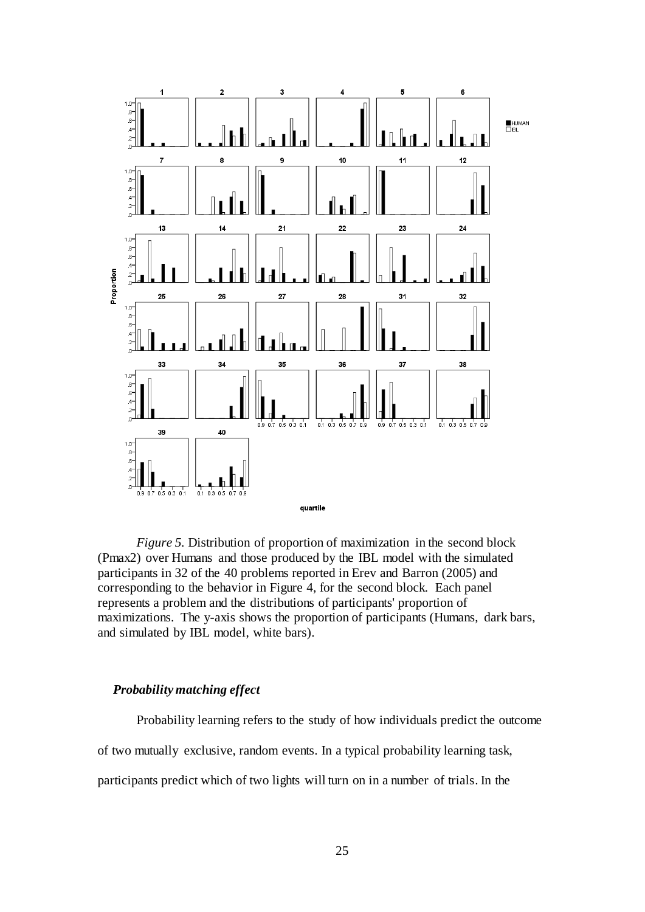*Figure 5.* Distribution of proportion of maximization in the second block (Pmax2) over Humans and those produced by the IBL model with the simulated participants in 32 of the 40 problems reported in Erev and Barron (2005) and corresponding to the behavior in Figure 4, for the second block. Each panel represents a problem and the distributions of participants' proportion of maximizations. The y-axis shows the proportion of participants (Humans, dark bars, and simulated by IBL model, white bars).

### *Probability matching effect*

Probability learning refers to the study of how individuals predict the outcome of two mutually exclusive, random events. In a typical probability learning task, participants predict which of two lights will turn on in a number of trials. In the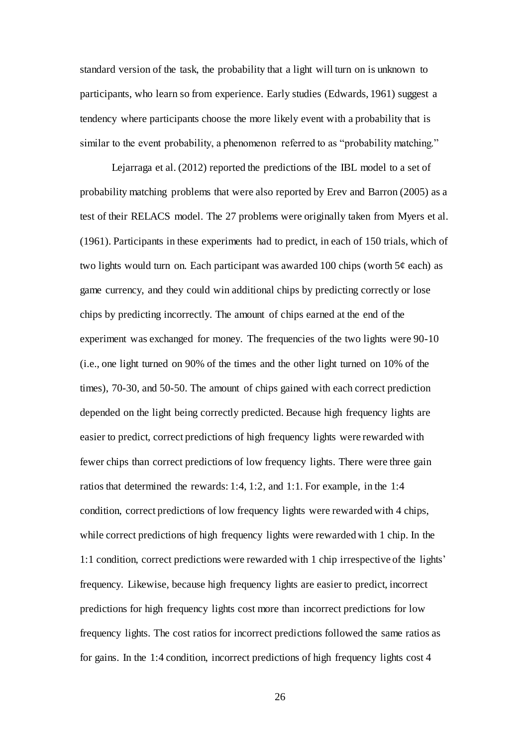standard version of the task, the probability that a light will turn on is unknown to participants, who learn so from experience. Early studies (Edwards, 1961) suggest a tendency where participants choose the more likely event with a probability that is similar to the event probability, a phenomenon referred to as "probability matching."

Lejarraga et al. (2012) reported the predictions of the IBL model to a set of probability matching problems that were also reported by Erev and Barron (2005) as a test of their RELACS model. The 27 problems were originally taken from Myers et al. (1961). Participants in these experiments had to predict, in each of 150 trials, which of two lights would turn on. Each participant was awarded 100 chips (worth 5¢ each) as game currency, and they could win additional chips by predicting correctly or lose chips by predicting incorrectly. The amount of chips earned at the end of the experiment was exchanged for money. The frequencies of the two lights were 90-10 (i.e., one light turned on 90% of the times and the other light turned on 10% of the times), 70-30, and 50-50. The amount of chips gained with each correct prediction depended on the light being correctly predicted. Because high frequency lights are easier to predict, correct predictions of high frequency lights were rewarded with fewer chips than correct predictions of low frequency lights. There were three gain ratios that determined the rewards: 1:4, 1:2, and 1:1. For example, in the 1:4 condition, correct predictions of low frequency lights were rewarded with 4 chips, while correct predictions of high frequency lights were rewarded with 1 chip. In the 1:1 condition, correct predictions were rewarded with 1 chip irrespective of the lights' frequency. Likewise, because high frequency lights are easier to predict, incorrect predictions for high frequency lights cost more than incorrect predictions for low frequency lights. The cost ratios for incorrect predictions followed the same ratios as for gains. In the 1:4 condition, incorrect predictions of high frequency lights cost 4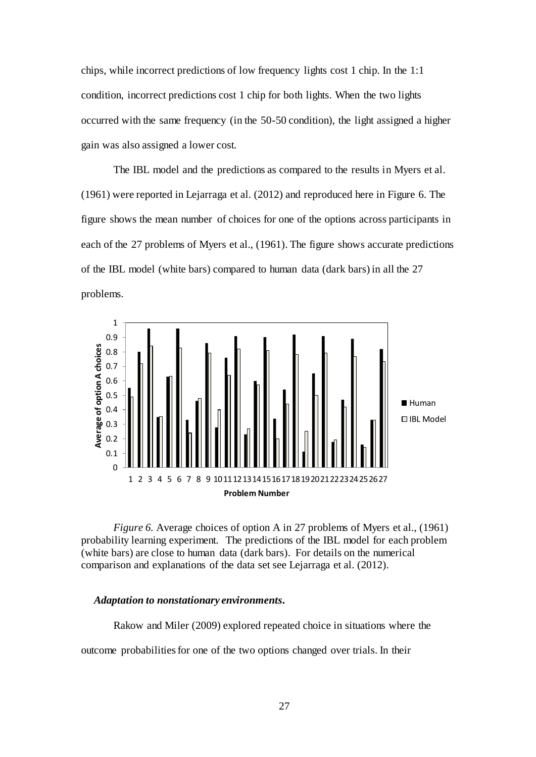chips, while incorrect predictions of low frequency lights cost 1 chip. In the 1:1 condition, incorrect predictions cost 1 chip for both lights. When the two lights occurred with the same frequency (in the 50-50 condition), the light assigned a higher gain was also assigned a lower cost.

The IBL model and the predictions as compared to the results in Myers et al. (1961) were reported in Lejarraga et al. (2012) and reproduced here in Figure 6. The figure shows the mean number of choices for one of the options across participants in each of the 27 problems of Myers et al., (1961). The figure shows accurate predictions of the IBL model (white bars) compared to human data (dark bars) in all the 27 problems.

*Figure 6.* Average choices of option A in 27 problems of Myers et al., (1961) probability learning experiment. The predictions of the IBL model for each problem (white bars) are close to human data (dark bars). For details on the numerical comparison and explanations of the data set see Lejarraga et al. (2012).

### *Adaptation to nonstationary environments.*

Rakow and Miler (2009) explored repeated choice in situations where the outcome probabilities for one of the two options changed over trials. In their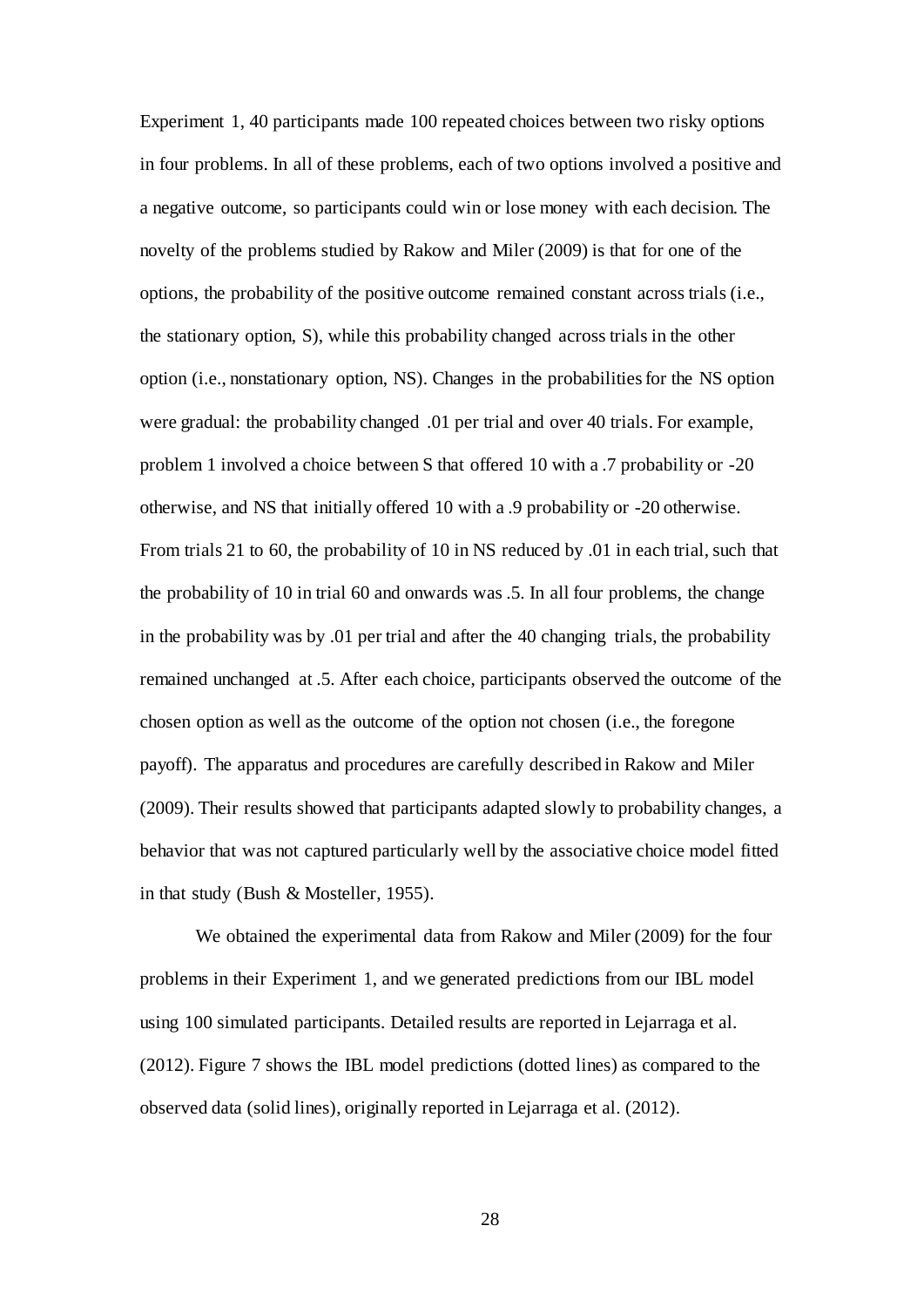Experiment 1, 40 participants made 100 repeated choices between two risky options in four problems. In all of these problems, each of two options involved a positive and a negative outcome, so participants could win or lose money with each decision. The novelty of the problems studied by Rakow and Miler (2009) is that for one of the options, the probability of the positive outcome remained constant across trials (i.e., the stationary option, S), while this probability changed across trials in the other option (i.e., nonstationary option, NS). Changes in the probabilities for the NS option were gradual: the probability changed .01 per trial and over 40 trials. For example, problem 1 involved a choice between S that offered 10 with a .7 probability or -20 otherwise, and NS that initially offered 10 with a .9 probability or -20 otherwise. From trials 21 to 60, the probability of 10 in NS reduced by .01 in each trial, such that the probability of 10 in trial 60 and onwards was .5. In all four problems, the change in the probability was by .01 per trial and after the 40 changing trials, the probability remained unchanged at .5. After each choice, participants observed the outcome of the chosen option as well as the outcome of the option not chosen (i.e., the foregone payoff). The apparatus and procedures are carefully described in Rakow and Miler (2009). Their results showed that participants adapted slowly to probability changes, a behavior that was not captured particularly well by the associative choice model fitted in that study (Bush & Mosteller, 1955).

We obtained the experimental data from Rakow and Miler (2009) for the four problems in their Experiment 1, and we generated predictions from our IBL model using 100 simulated participants. Detailed results are reported in Lejarraga et al. (2012). Figure 7 shows the IBL model predictions (dotted lines) as compared to the observed data (solid lines), originally reported in Lejarraga et al. (2012).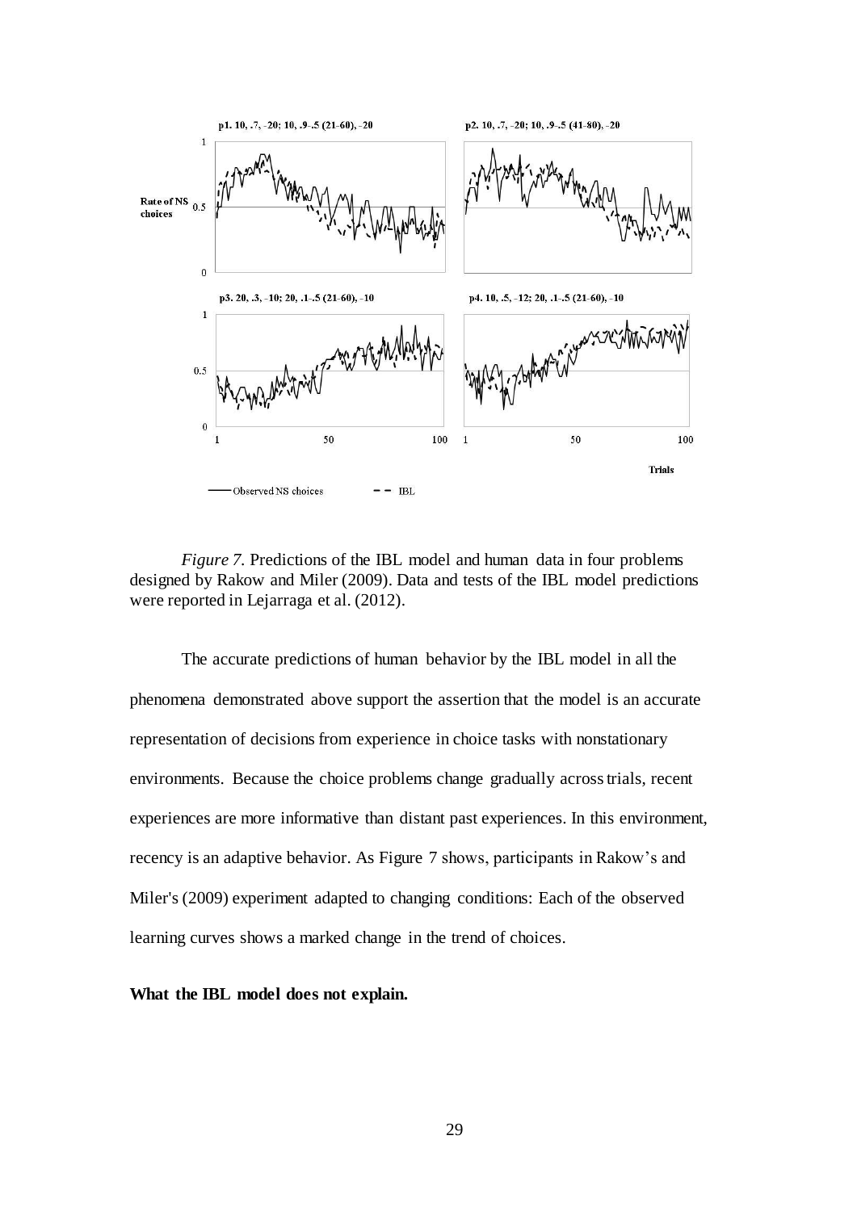*Figure 7.* Predictions of the IBL model and human data in four problems designed by Rakow and Miler (2009). Data and tests of the IBL model predictions were reported in Lejarraga et al. (2012).

The accurate predictions of human behavior by the IBL model in all the phenomena demonstrated above support the assertion that the model is an accurate representation of decisions from experience in choice tasks with nonstationary environments. Because the choice problems change gradually across trials, recent experiences are more informative than distant past experiences. In this environment, recency is an adaptive behavior. As Figure 7 shows, participants in Rakow's and Miler's (2009) experiment adapted to changing conditions: Each of the observed learning curves shows a marked change in the trend of choices.

**What the IBL model does not explain.**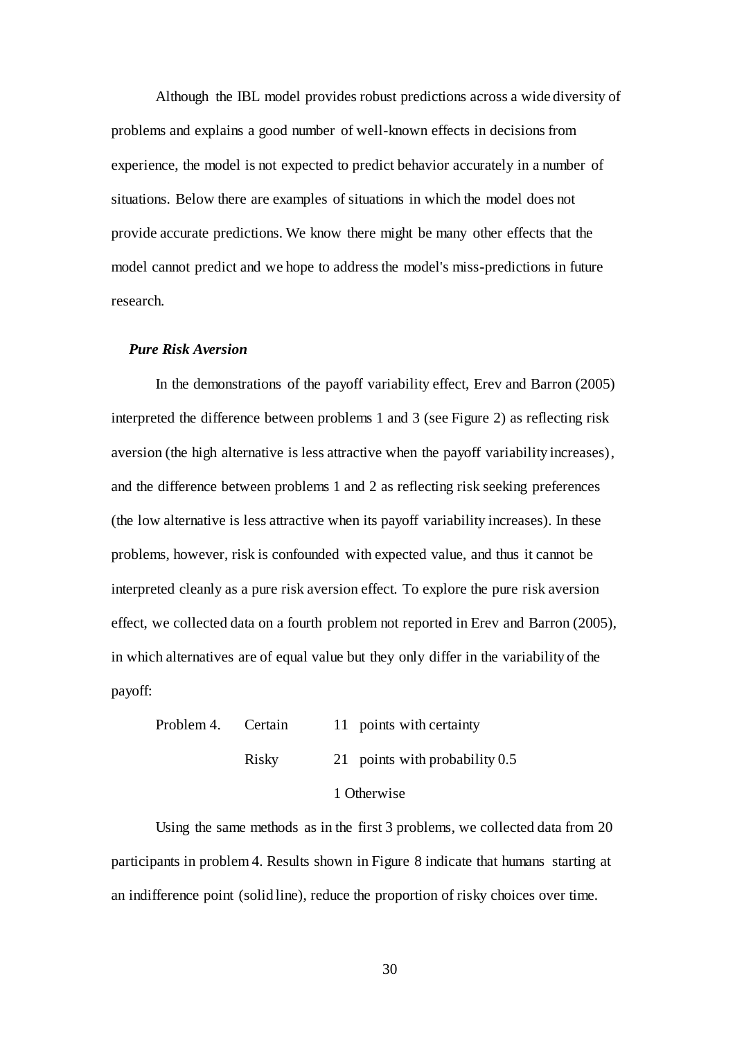Although the IBL model provides robust predictions across a wide diversity of problems and explains a good number of well-known effects in decisions from experience, the model is not expected to predict behavior accurately in a number of situations. Below there are examples of situations in which the model does not provide accurate predictions. We know there might be many other effects that the model cannot predict and we hope to address the model's miss-predictions in future research.

### *Pure Risk Aversion*

In the demonstrations of the payoff variability effect, Erev and Barron (2005) interpreted the difference between problems 1 and 3 (see Figure 2) as reflecting risk aversion (the high alternative is less attractive when the payoff variability increases), and the difference between problems 1 and 2 as reflecting risk seeking preferences (the low alternative is less attractive when its payoff variability increases). In these problems, however, risk is confounded with expected value, and thus it cannot be interpreted cleanly as a pure risk aversion effect. To explore the pure risk aversion effect, we collected data on a fourth problem not reported in Erev and Barron (2005), in which alternatives are of equal value but they only differ in the variability of the payoff:

| | | |
|---|---|---|
| Problem 4. | Certain | 11 points with certainty |
| | Risky | 21 points with probability 0.5 |
| | | 1 Otherwise |

Using the same methods as in the first 3 problems, we collected data from 20 participants in problem 4. Results shown in Figure 8 indicate that humans starting at an indifference point (solid line), reduce the proportion of risky choices over time.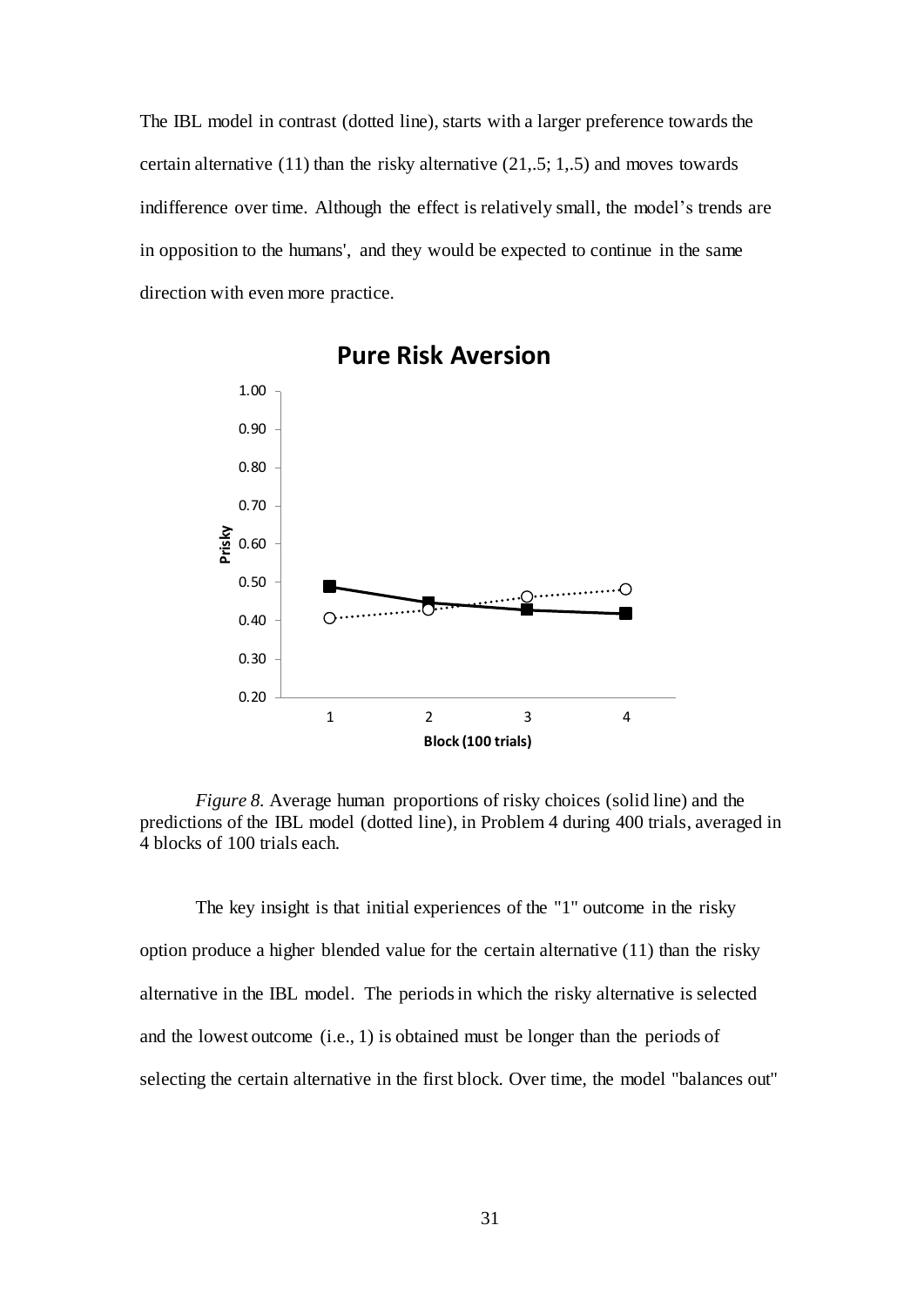The IBL model in contrast (dotted line), starts with a larger preference towards the certain alternative (11) than the risky alternative (21,.5; 1,.5) and moves towards indifference over time. Although the effect is relatively small, the model's trends are in opposition to the humans', and they would be expected to continue in the same direction with even more practice.

*Figure 8.* Average human proportions of risky choices (solid line) and the predictions of the IBL model (dotted line), in Problem 4 during 400 trials, averaged in 4 blocks of 100 trials each.

The key insight is that initial experiences of the "1" outcome in the risky option produce a higher blended value for the certain alternative (11) than the risky alternative in the IBL model. The periods in which the risky alternative is selected and the lowest outcome (i.e., 1) is obtained must be longer than the periods of selecting the certain alternative in the first block. Over time, the model "balances out"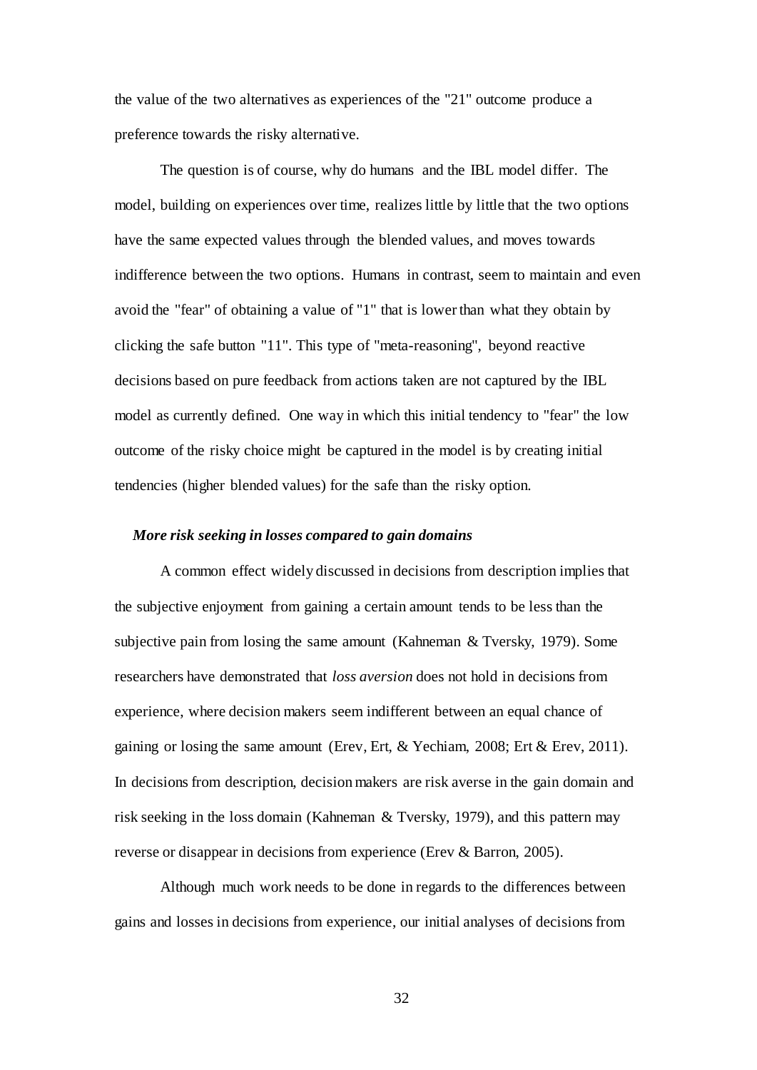the value of the two alternatives as experiences of the "21" outcome produce a preference towards the risky alternative.

The question is of course, why do humans and the IBL model differ. The model, building on experiences over time, realizes little by little that the two options have the same expected values through the blended values, and moves towards indifference between the two options. Humans in contrast, seem to maintain and even avoid the "fear" of obtaining a value of "1" that is lower than what they obtain by clicking the safe button "11". This type of "meta-reasoning", beyond reactive decisions based on pure feedback from actions taken are not captured by the IBL model as currently defined. One way in which this initial tendency to "fear" the low outcome of the risky choice might be captured in the model is by creating initial tendencies (higher blended values) for the safe than the risky option.

### *More risk seeking in losses compared to gain domains*

A common effect widely discussed in decisions from description implies that the subjective enjoyment from gaining a certain amount tends to be less than the subjective pain from losing the same amount (Kahneman & Tversky, 1979). Some researchers have demonstrated that *loss aversion* does not hold in decisions from experience, where decision makers seem indifferent between an equal chance of gaining or losing the same amount (Erev, Ert, & Yechiam, 2008; Ert & Erev, 2011). In decisions from description, decision makers are risk averse in the gain domain and risk seeking in the loss domain (Kahneman & Tversky, 1979), and this pattern may reverse or disappear in decisions from experience (Erev & Barron, 2005).

Although much work needs to be done in regards to the differences between gains and losses in decisions from experience, our initial analyses of decisions from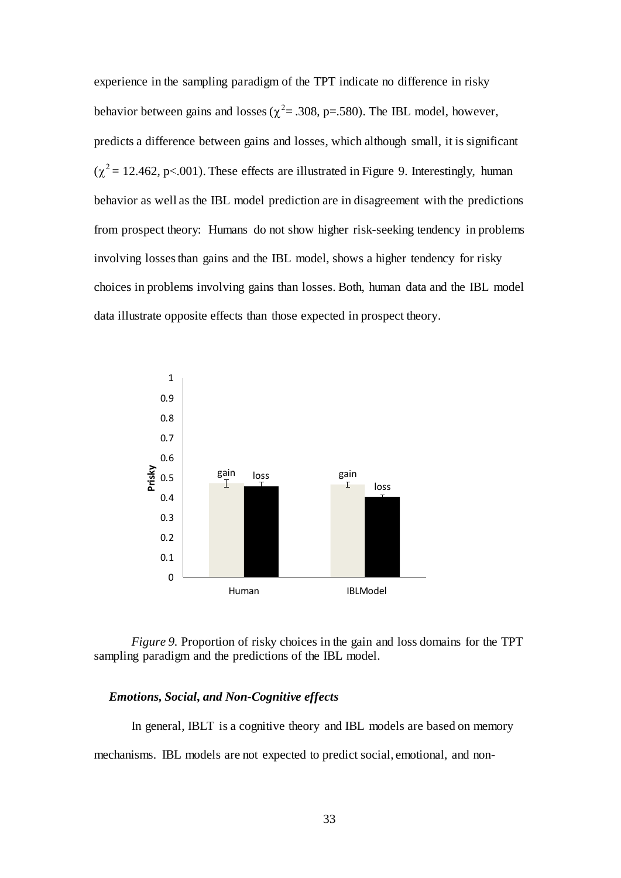experience in the sampling paradigm of the TPT indicate no difference in risky behavior between gains and losses ($\chi^2$= .308, p=.580). The IBL model, however, predicts a difference between gains and losses, which although small, it is significant ($\chi^2$ = 12.462, p<.001). These effects are illustrated in Figure 9. Interestingly, human behavior as well as the IBL model prediction are in disagreement with the predictions from prospect theory: Humans do not show higher risk-seeking tendency in problems involving losses than gains and the IBL model, shows a higher tendency for risky choices in problems involving gains than losses. Both, human data and the IBL model data illustrate opposite effects than those expected in prospect theory.

*Figure 9.* Proportion of risky choices in the gain and loss domains for the TPT sampling paradigm and the predictions of the IBL model.

### *Emotions, Social, and Non-Cognitive effects*

In general, IBLT is a cognitive theory and IBL models are based on memory mechanisms. IBL models are not expected to predict social, emotional, and non-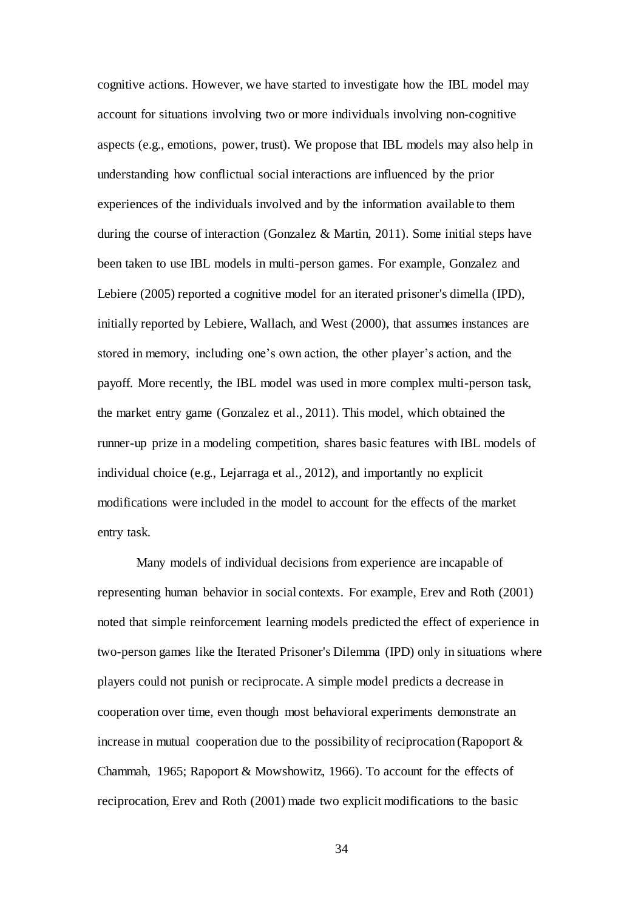cognitive actions. However, we have started to investigate how the IBL model may account for situations involving two or more individuals involving non-cognitive aspects (e.g., emotions, power, trust). We propose that IBL models may also help in understanding how conflictual social interactions are influenced by the prior experiences of the individuals involved and by the information available to them during the course of interaction (Gonzalez & Martin, 2011). Some initial steps have been taken to use IBL models in multi-person games. For example, Gonzalez and Lebiere (2005) reported a cognitive model for an iterated prisoner's dimella (IPD), initially reported by Lebiere, Wallach, and West (2000), that assumes instances are stored in memory, including one's own action, the other player's action, and the payoff. More recently, the IBL model was used in more complex multi-person task, the market entry game (Gonzalez et al., 2011). This model, which obtained the runner-up prize in a modeling competition, shares basic features with IBL models of individual choice (e.g., Lejarraga et al., 2012), and importantly no explicit modifications were included in the model to account for the effects of the market entry task.

Many models of individual decisions from experience are incapable of representing human behavior in social contexts. For example, Erev and Roth (2001) noted that simple reinforcement learning models predicted the effect of experience in two-person games like the Iterated Prisoner's Dilemma (IPD) only in situations where players could not punish or reciprocate. A simple model predicts a decrease in cooperation over time, even though most behavioral experiments demonstrate an increase in mutual cooperation due to the possibility of reciprocation (Rapoport & Chammah, 1965; Rapoport & Mowshowitz, 1966). To account for the effects of reciprocation, Erev and Roth (2001) made two explicit modifications to the basic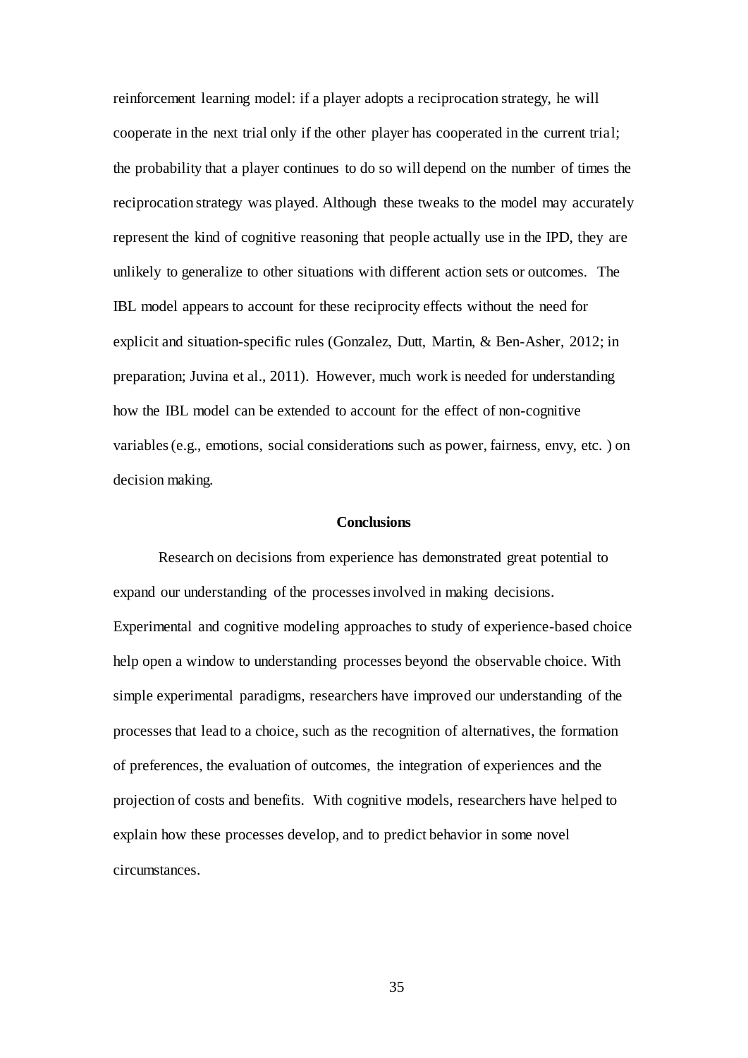reinforcement learning model: if a player adopts a reciprocation strategy, he will cooperate in the next trial only if the other player has cooperated in the current trial; the probability that a player continues to do so will depend on the number of times the reciprocation strategy was played. Although these tweaks to the model may accurately represent the kind of cognitive reasoning that people actually use in the IPD, they are unlikely to generalize to other situations with different action sets or outcomes. The IBL model appears to account for these reciprocity effects without the need for explicit and situation-specific rules (Gonzalez, Dutt, Martin, & Ben-Asher, 2012; in preparation; Juvina et al., 2011). However, much work is needed for understanding how the IBL model can be extended to account for the effect of non-cognitive variables (e.g., emotions, social considerations such as power, fairness, envy, etc. ) on decision making.

## Conclusions

Research on decisions from experience has demonstrated great potential to expand our understanding of the processes involved in making decisions. Experimental and cognitive modeling approaches to study of experience-based choice help open a window to understanding processes beyond the observable choice. With simple experimental paradigms, researchers have improved our understanding of the processes that lead to a choice, such as the recognition of alternatives, the formation of preferences, the evaluation of outcomes, the integration of experiences and the projection of costs and benefits. With cognitive models, researchers have helped to explain how these processes develop, and to predict behavior in some novel circumstances.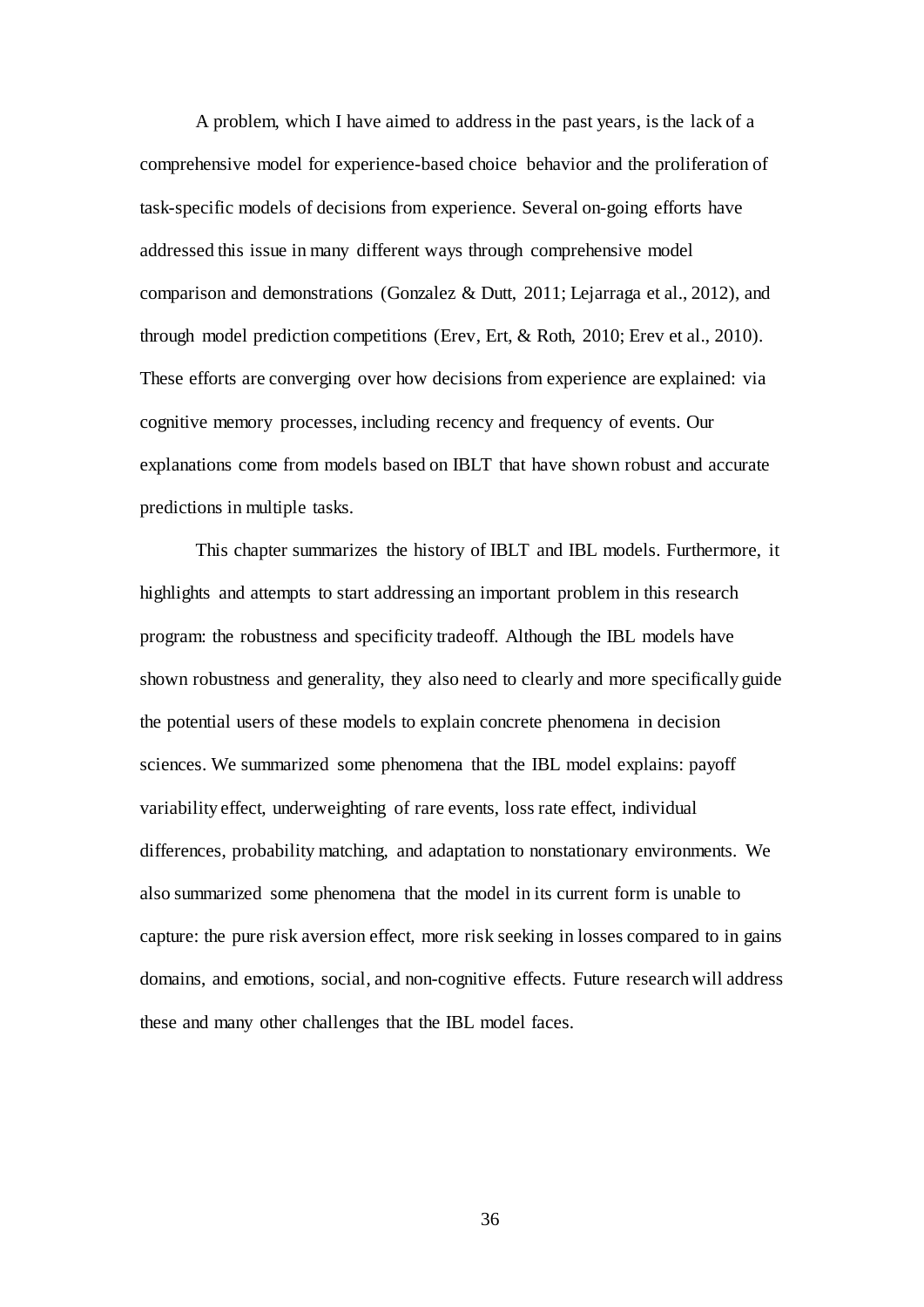A problem, which I have aimed to address in the past years, is the lack of a comprehensive model for experience-based choice behavior and the proliferation of task-specific models of decisions from experience. Several on-going efforts have addressed this issue in many different ways through comprehensive model comparison and demonstrations (Gonzalez & Dutt, 2011; Lejarraga et al., 2012), and through model prediction competitions (Erev, Ert, & Roth, 2010; Erev et al., 2010). These efforts are converging over how decisions from experience are explained: via cognitive memory processes, including recency and frequency of events. Our explanations come from models based on IBLT that have shown robust and accurate predictions in multiple tasks.

This chapter summarizes the history of IBLT and IBL models. Furthermore, it highlights and attempts to start addressing an important problem in this research program: the robustness and specificity tradeoff. Although the IBL models have shown robustness and generality, they also need to clearly and more specifically guide the potential users of these models to explain concrete phenomena in decision sciences. We summarized some phenomena that the IBL model explains: payoff variability effect, underweighting of rare events, loss rate effect, individual differences, probability matching, and adaptation to nonstationary environments. We also summarized some phenomena that the model in its current form is unable to capture: the pure risk aversion effect, more risk seeking in losses compared to in gains domains, and emotions, social, and non-cognitive effects. Future research will address these and many other challenges that the IBL model faces.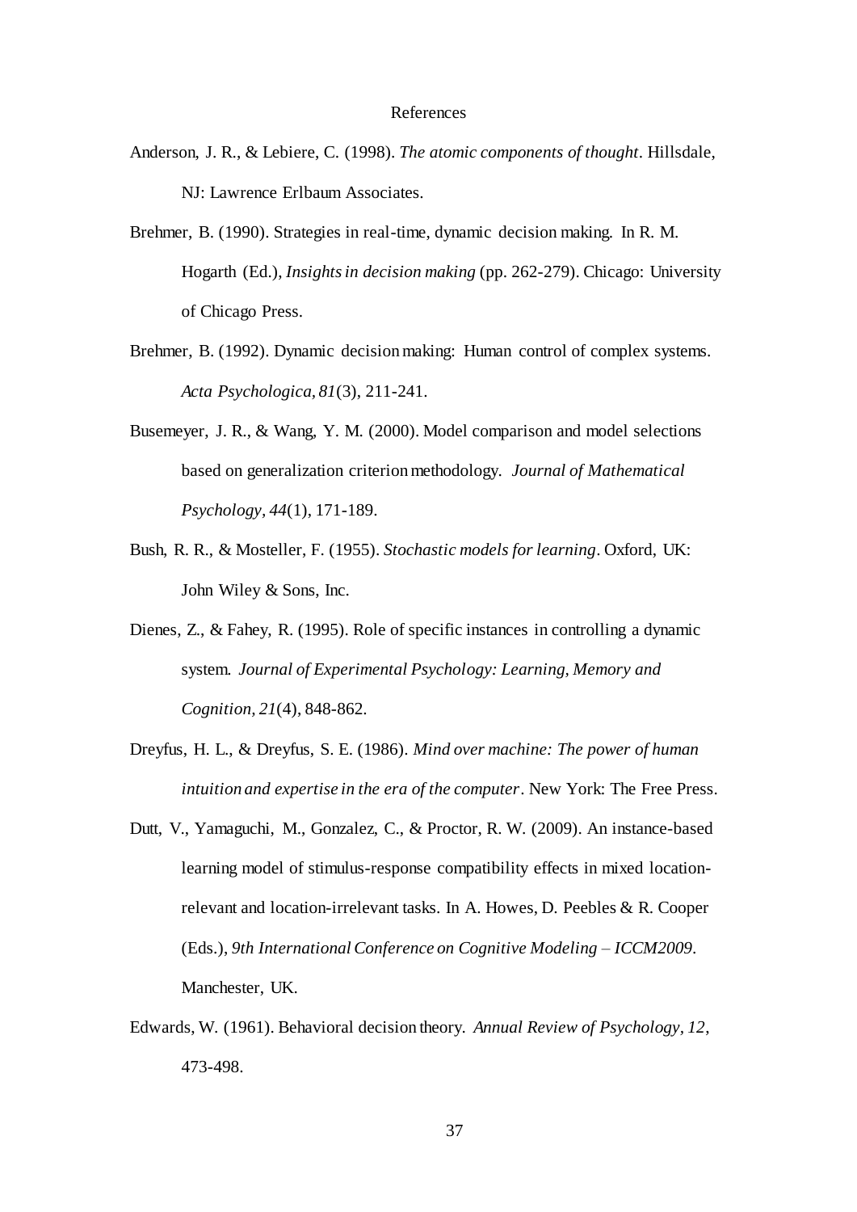# References

Anderson, J. R., & Lebiere, C. (1998). *The atomic components of thought*. Hillsdale, NJ: Lawrence Erlbaum Associates.

Brehmer, B. (1990). Strategies in real-time, dynamic decision making. In R. M. Hogarth (Ed.), *Insights in decision making* (pp. 262-279). Chicago: University of Chicago Press.

Brehmer, B. (1992). Dynamic decision making: Human control of complex systems. *Acta Psychologica, 81*(3), 211-241.

Busemeyer, J. R., & Wang, Y. M. (2000). Model comparison and model selections based on generalization criterion methodology. *Journal of Mathematical Psychology, 44*(1), 171-189.

Bush, R. R., & Mosteller, F. (1955). *Stochastic models for learning*. Oxford, UK: John Wiley & Sons, Inc.

Dienes, Z., & Fahey, R. (1995). Role of specific instances in controlling a dynamic system. *Journal of Experimental Psychology: Learning, Memory and Cognition, 21*(4), 848-862.

Dreyfus, H. L., & Dreyfus, S. E. (1986). *Mind over machine: The power of human intuition and expertise in the era of the computer*. New York: The Free Press.

Dutt, V., Yamaguchi, M., Gonzalez, C., & Proctor, R. W. (2009). An instance-based learning model of stimulus-response compatibility effects in mixed location-relevant and location-irrelevant tasks. In A. Howes, D. Peebles & R. Cooper (Eds.), *9th International Conference on Cognitive Modeling – ICCM2009*. Manchester, UK.

Edwards, W. (1961). Behavioral decision theory. *Annual Review of Psychology, 12*, 473-498.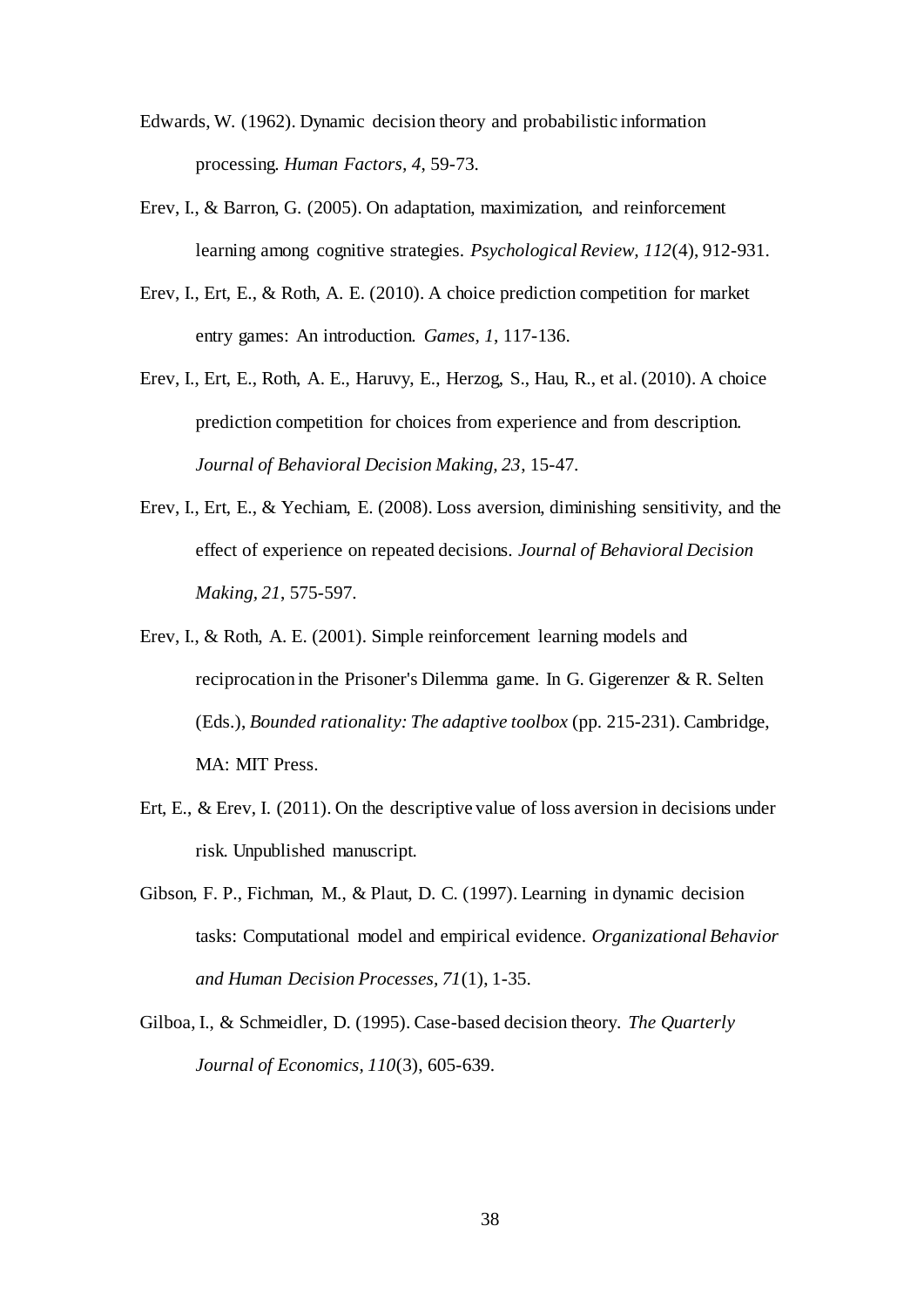Edwards, W. (1962). Dynamic decision theory and probabilistic information processing. *Human Factors, 4*, 59-73.

Erev, I., & Barron, G. (2005). On adaptation, maximization, and reinforcement learning among cognitive strategies. *Psychological Review, 112*(4), 912-931.

Erev, I., Ert, E., & Roth, A. E. (2010). A choice prediction competition for market entry games: An introduction. *Games, 1*, 117-136.

Erev, I., Ert, E., Roth, A. E., Haruvy, E., Herzog, S., Hau, R., et al. (2010). A choice prediction competition for choices from experience and from description. *Journal of Behavioral Decision Making, 23*, 15-47.

Erev, I., Ert, E., & Yechiam, E. (2008). Loss aversion, diminishing sensitivity, and the effect of experience on repeated decisions. *Journal of Behavioral Decision Making, 21*, 575-597.

Erev, I., & Roth, A. E. (2001). Simple reinforcement learning models and reciprocation in the Prisoner's Dilemma game. In G. Gigerenzer & R. Selten (Eds.), *Bounded rationality: The adaptive toolbox* (pp. 215-231). Cambridge, MA: MIT Press.

Ert, E., & Erev, I. (2011). On the descriptive value of loss aversion in decisions under risk. Unpublished manuscript.

Gibson, F. P., Fichman, M., & Plaut, D. C. (1997). Learning in dynamic decision tasks: Computational model and empirical evidence. *Organizational Behavior and Human Decision Processes, 71*(1), 1-35.

Gilboa, I., & Schmeidler, D. (1995). Case-based decision theory. *The Quarterly Journal of Economics, 110*(3), 605-639.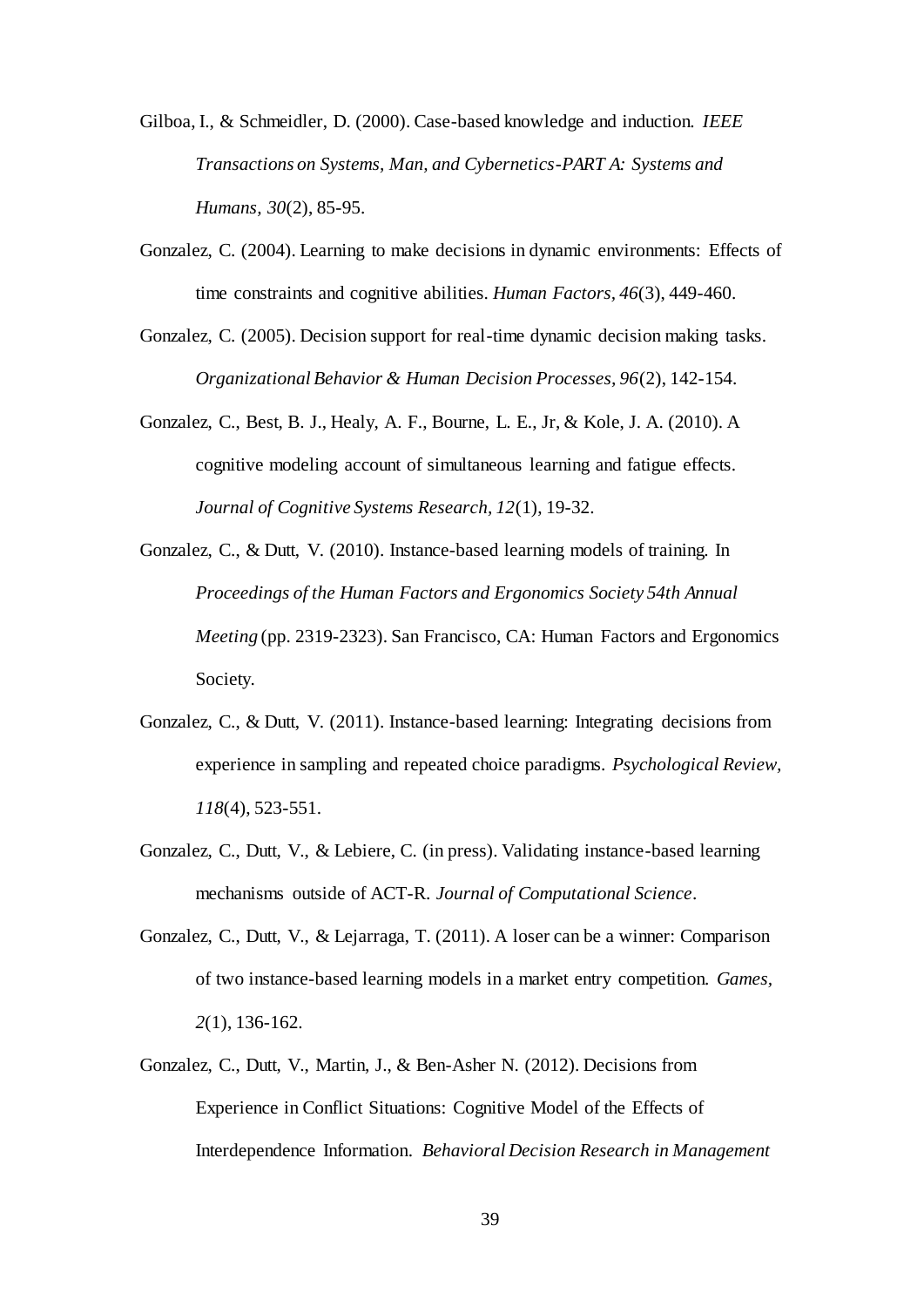Gilboa, I., & Schmeidler, D. (2000). Case-based knowledge and induction. *IEEE Transactions on Systems, Man, and Cybernetics-PART A: Systems and Humans, 30*(2), 85-95.

Gonzalez, C. (2004). Learning to make decisions in dynamic environments: Effects of time constraints and cognitive abilities. *Human Factors, 46*(3), 449-460.

Gonzalez, C. (2005). Decision support for real-time dynamic decision making tasks. *Organizational Behavior & Human Decision Processes, 96*(2), 142-154.

Gonzalez, C., Best, B. J., Healy, A. F., Bourne, L. E., Jr, & Kole, J. A. (2010). A cognitive modeling account of simultaneous learning and fatigue effects. *Journal of Cognitive Systems Research, 12*(1), 19-32.

Gonzalez, C., & Dutt, V. (2010). Instance-based learning models of training. In *Proceedings of the Human Factors and Ergonomics Society 54th Annual Meeting* (pp. 2319-2323). San Francisco, CA: Human Factors and Ergonomics Society.

Gonzalez, C., & Dutt, V. (2011). Instance-based learning: Integrating decisions from experience in sampling and repeated choice paradigms. *Psychological Review, 118*(4), 523-551.

Gonzalez, C., Dutt, V., & Lebiere, C. (in press). Validating instance-based learning mechanisms outside of ACT-R. *Journal of Computational Science*.

Gonzalez, C., Dutt, V., & Lejarraga, T. (2011). A loser can be a winner: Comparison of two instance-based learning models in a market entry competition. *Games, 2*(1), 136-162.

Gonzalez, C., Dutt, V., Martin, J., & Ben-Asher N. (2012). Decisions from Experience in Conflict Situations: Cognitive Model of the Effects of Interdependence Information. *Behavioral Decision Research in Management*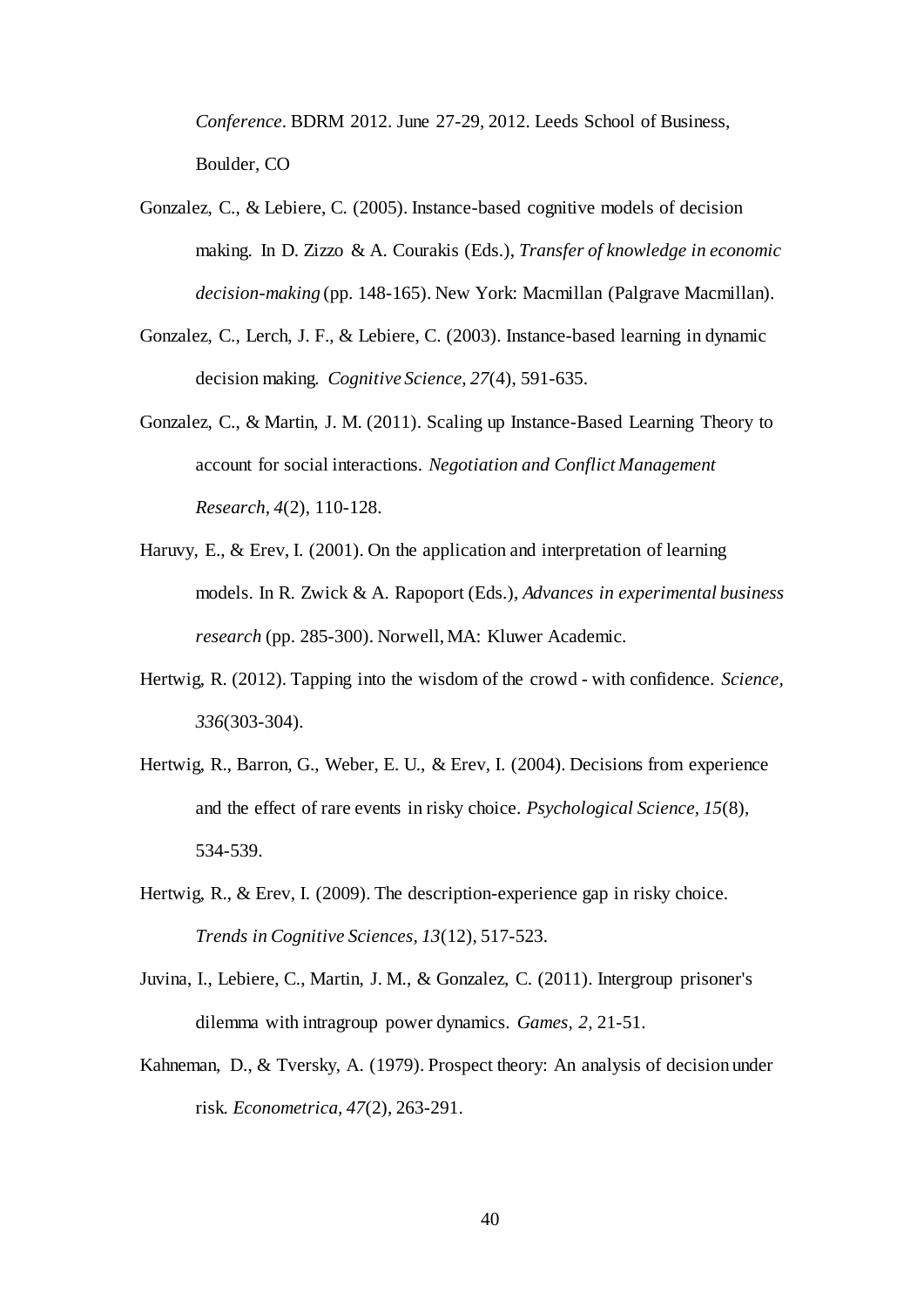*Conference*. BDRM 2012. June 27-29, 2012. Leeds School of Business, Boulder, CO

Gonzalez, C., & Lebiere, C. (2005). Instance-based cognitive models of decision making. In D. Zizzo & A. Courakis (Eds.), *Transfer of knowledge in economic decision-making* (pp. 148-165). New York: Macmillan (Palgrave Macmillan).

Gonzalez, C., Lerch, J. F., & Lebiere, C. (2003). Instance-based learning in dynamic decision making. *Cognitive Science, 27*(4), 591-635.

Gonzalez, C., & Martin, J. M. (2011). Scaling up Instance-Based Learning Theory to account for social interactions. *Negotiation and Conflict Management Research, 4*(2), 110-128.

Haruvy, E., & Erev, I. (2001). On the application and interpretation of learning models. In R. Zwick & A. Rapoport (Eds.), *Advances in experimental business research* (pp. 285-300). Norwell, MA: Kluwer Academic.

Hertwig, R. (2012). Tapping into the wisdom of the crowd - with confidence. *Science, 336*(303-304).

Hertwig, R., Barron, G., Weber, E. U., & Erev, I. (2004). Decisions from experience and the effect of rare events in risky choice. *Psychological Science, 15*(8), 534-539.

Hertwig, R., & Erev, I. (2009). The description-experience gap in risky choice. *Trends in Cognitive Sciences, 13*(12), 517-523.

Juvina, I., Lebiere, C., Martin, J. M., & Gonzalez, C. (2011). Intergroup prisoner's dilemma with intragroup power dynamics. *Games, 2*, 21-51.

Kahneman, D., & Tversky, A. (1979). Prospect theory: An analysis of decision under risk. *Econometrica, 47*(2), 263-291.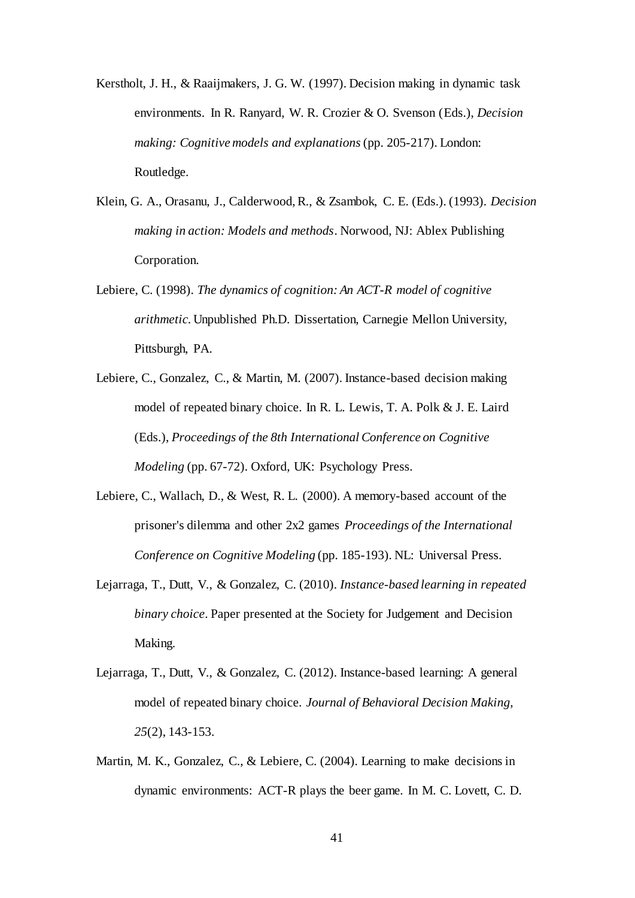Kerstholt, J. H., & Raaijmakers, J. G. W. (1997). Decision making in dynamic task environments. In R. Ranyard, W. R. Crozier & O. Svenson (Eds.), *Decision making: Cognitive models and explanations* (pp. 205-217). London: Routledge.

Klein, G. A., Orasanu, J., Calderwood, R., & Zsambok, C. E. (Eds.). (1993). *Decision making in action: Models and methods*. Norwood, NJ: Ablex Publishing Corporation.

Lebiere, C. (1998). *The dynamics of cognition: An ACT-R model of cognitive arithmetic.* Unpublished Ph.D. Dissertation, Carnegie Mellon University, Pittsburgh, PA.

Lebiere, C., Gonzalez, C., & Martin, M. (2007). Instance-based decision making model of repeated binary choice. In R. L. Lewis, T. A. Polk & J. E. Laird (Eds.), *Proceedings of the 8th International Conference on Cognitive Modeling* (pp. 67-72). Oxford, UK: Psychology Press.

Lebiere, C., Wallach, D., & West, R. L. (2000). A memory-based account of the prisoner's dilemma and other 2x2 games *Proceedings of the International Conference on Cognitive Modeling* (pp. 185-193). NL: Universal Press.

Lejarraga, T., Dutt, V., & Gonzalez, C. (2010). *Instance-based learning in repeated binary choice*. Paper presented at the Society for Judgement and Decision Making.

Lejarraga, T., Dutt, V., & Gonzalez, C. (2012). Instance-based learning: A general model of repeated binary choice. *Journal of Behavioral Decision Making, 25*(2), 143-153.

Martin, M. K., Gonzalez, C., & Lebiere, C. (2004). Learning to make decisions in dynamic environments: ACT-R plays the beer game. In M. C. Lovett, C. D.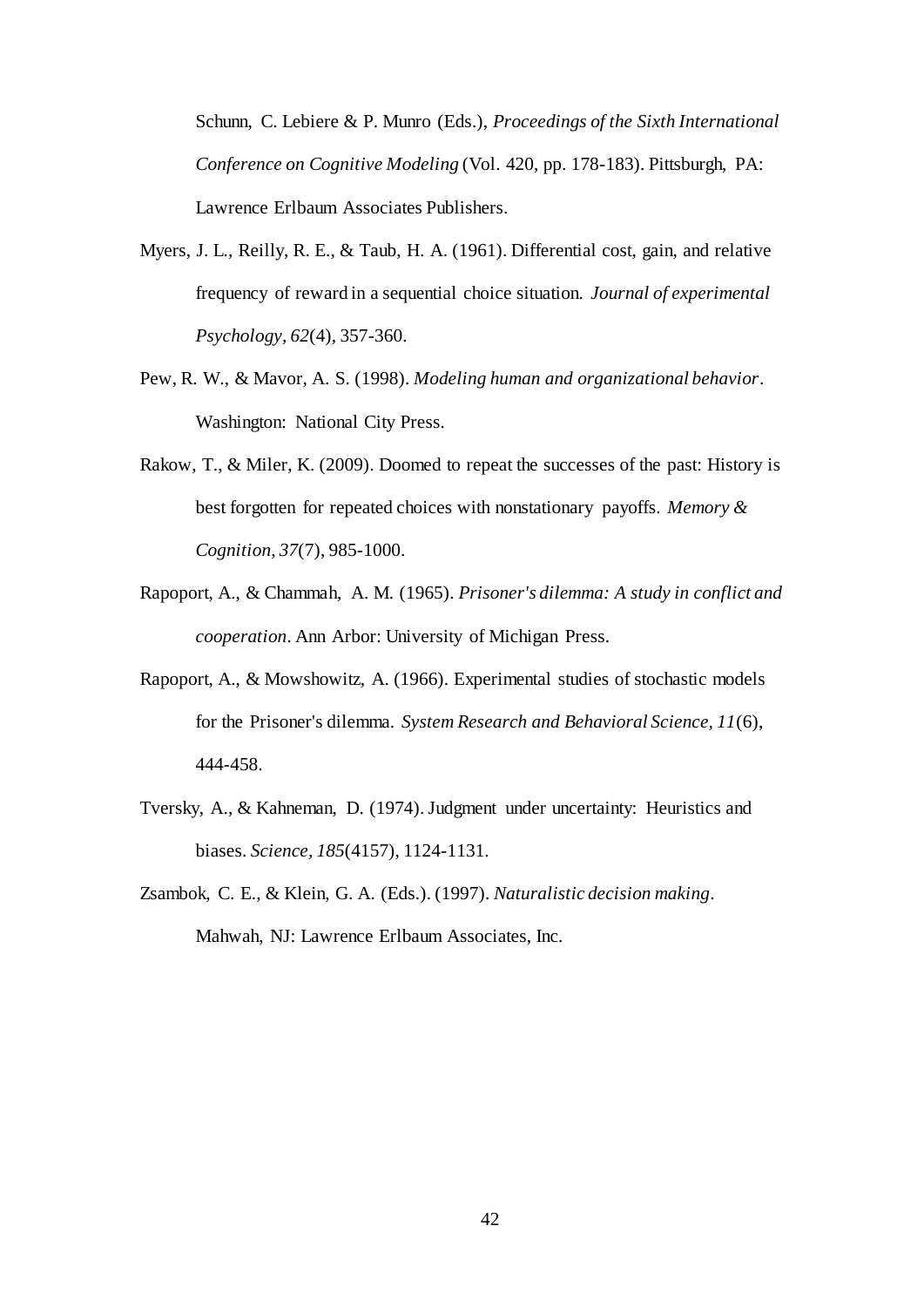Schunn, C. Lebiere & P. Munro (Eds.), *Proceedings of the Sixth International Conference on Cognitive Modeling* (Vol. 420, pp. 178-183). Pittsburgh, PA: Lawrence Erlbaum Associates Publishers.

Myers, J. L., Reilly, R. E., & Taub, H. A. (1961). Differential cost, gain, and relative frequency of reward in a sequential choice situation. *Journal of experimental Psychology, 62*(4), 357-360.

Pew, R. W., & Mavor, A. S. (1998). *Modeling human and organizational behavior*. Washington: National City Press.

Rakow, T., & Miler, K. (2009). Doomed to repeat the successes of the past: History is best forgotten for repeated choices with nonstationary payoffs. *Memory & Cognition, 37*(7), 985-1000.

Rapoport, A., & Chammah, A. M. (1965). *Prisoner's dilemma: A study in conflict and cooperation*. Ann Arbor: University of Michigan Press.

Rapoport, A., & Mowshowitz, A. (1966). Experimental studies of stochastic models for the Prisoner's dilemma. *System Research and Behavioral Science, 11*(6), 444-458.

Tversky, A., & Kahneman, D. (1974). Judgment under uncertainty: Heuristics and biases. *Science, 185*(4157), 1124-1131.

Zsambok, C. E., & Klein, G. A. (Eds.). (1997). *Naturalistic decision making*. Mahwah, NJ: Lawrence Erlbaum Associates, Inc.